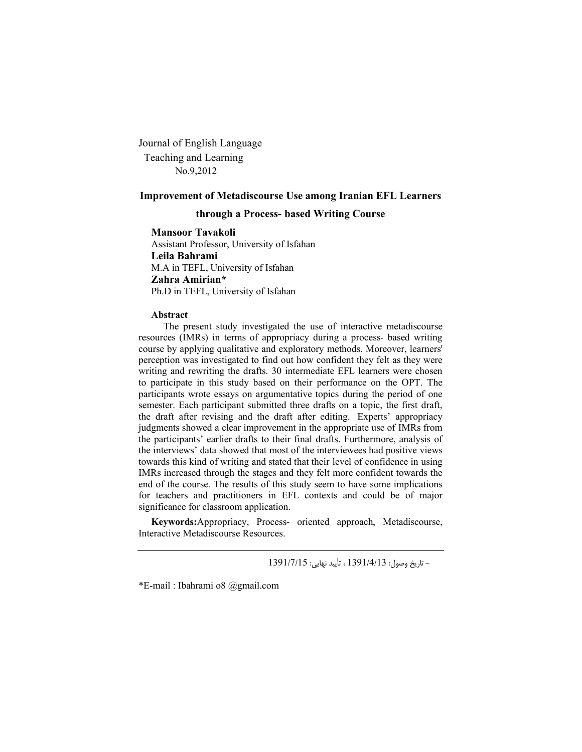Journal of English Language
Teaching and Learning
No.9,2012

# Improvement of Metadiscourse Use among Iranian EFL Learners through a Process- based Writing Course

**Mansoor Tavakoli**
Assistant Professor, University of Isfahan
**Leila Bahrami**
M.A in TEFL, University of Isfahan
**Zahra Amirian***
Ph.D in TEFL, University of Isfahan

**Abstract**

The present study investigated the use of interactive metadiscourse resources (IMRs) in terms of appropriacy during a process- based writing course by applying qualitative and exploratory methods. Moreover, learners' perception was investigated to find out how confident they felt as they were writing and rewriting the drafts. 30 intermediate EFL learners were chosen to participate in this study based on their performance on the OPT. The participants wrote essays on argumentative topics during the period of one semester. Each participant submitted three drafts on a topic, the first draft, the draft after revising and the draft after editing. Experts' appropriacy judgments showed a clear improvement in the appropriate use of IMRs from the participants' earlier drafts to their final drafts. Furthermore, analysis of the interviews' data showed that most of the interviewees had positive views towards this kind of writing and stated that their level of confidence in using IMRs increased through the stages and they felt more confident towards the end of the course. The results of this study seem to have some implications for teachers and practitioners in EFL contexts and could be of major significance for classroom application.

**Keywords:** Appropriacy, Process- oriented approach, Metadiscourse, Interactive Metadiscourse Resources.

---

- تاریخ وصول: 1391/4/13 ، تأیید نهایی: 1391/7/15

*E-mail : Ibahrami o8 @gmail.com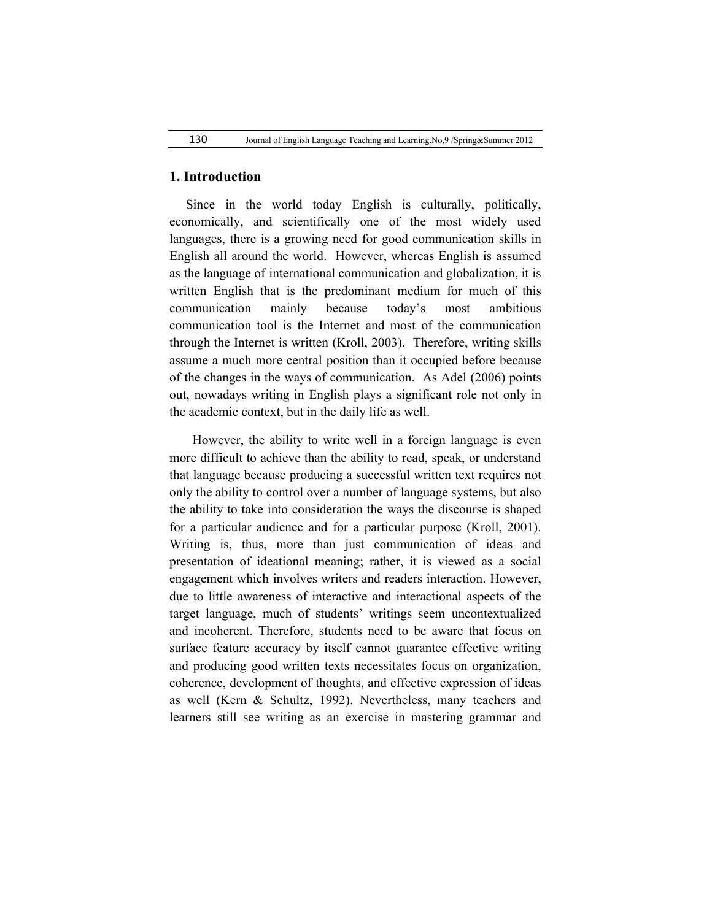## 1. Introduction

Since in the world today English is culturally, politically, economically, and scientifically one of the most widely used languages, there is a growing need for good communication skills in English all around the world. However, whereas English is assumed as the language of international communication and globalization, it is written English that is the predominant medium for much of this communication mainly because today's most ambitious communication tool is the Internet and most of the communication through the Internet is written (Kroll, 2003). Therefore, writing skills assume a much more central position than it occupied before because of the changes in the ways of communication. As Adel (2006) points out, nowadays writing in English plays a significant role not only in the academic context, but in the daily life as well.

However, the ability to write well in a foreign language is even more difficult to achieve than the ability to read, speak, or understand that language because producing a successful written text requires not only the ability to control over a number of language systems, but also the ability to take into consideration the ways the discourse is shaped for a particular audience and for a particular purpose (Kroll, 2001). Writing is, thus, more than just communication of ideas and presentation of ideational meaning; rather, it is viewed as a social engagement which involves writers and readers interaction. However, due to little awareness of interactive and interactional aspects of the target language, much of students' writings seem uncontextualized and incoherent. Therefore, students need to be aware that focus on surface feature accuracy by itself cannot guarantee effective writing and producing good written texts necessitates focus on organization, coherence, development of thoughts, and effective expression of ideas as well (Kern & Schultz, 1992). Nevertheless, many teachers and learners still see writing as an exercise in mastering grammar and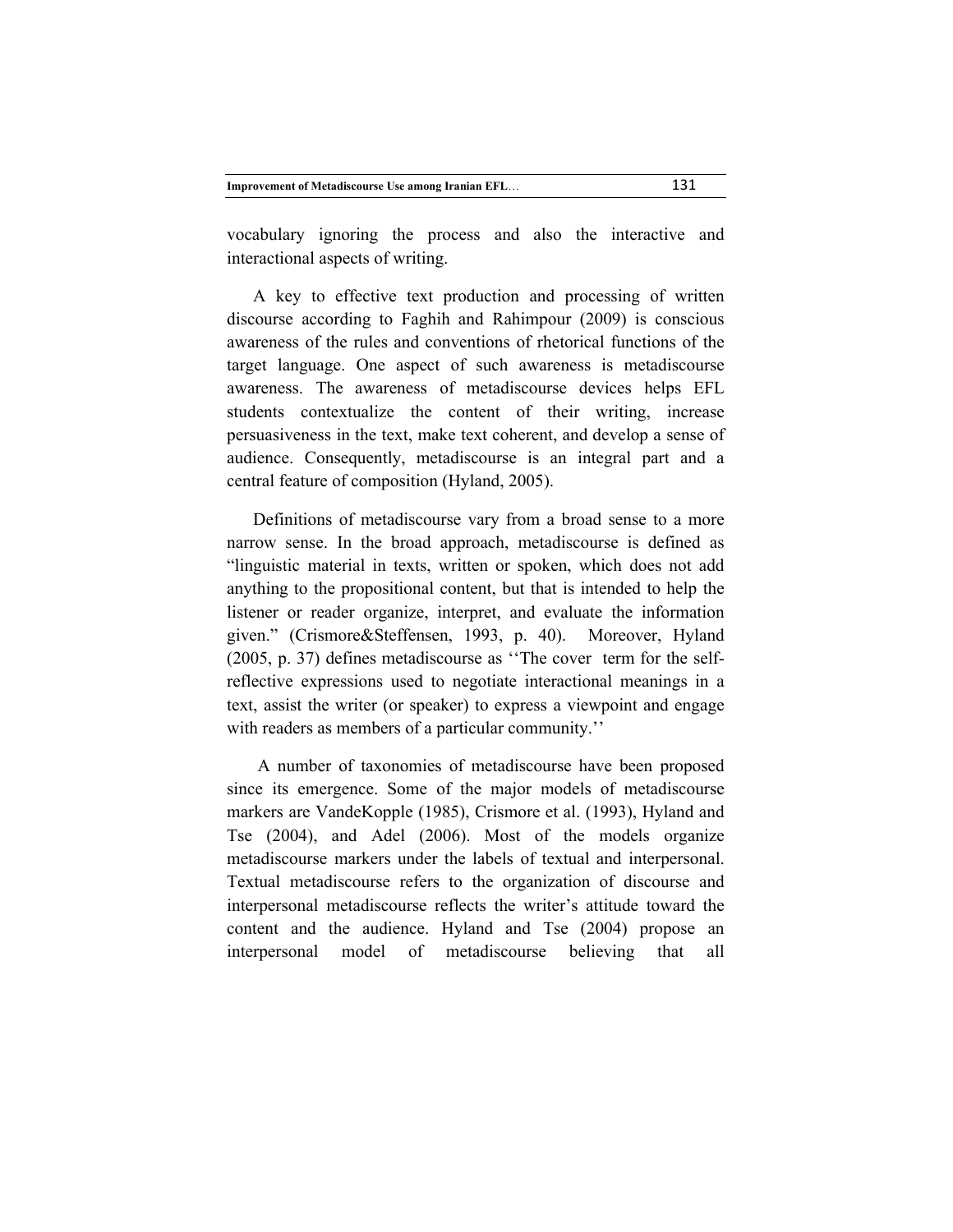vocabulary ignoring the process and also the interactive and interactional aspects of writing.

A key to effective text production and processing of written discourse according to Faghih and Rahimpour (2009) is conscious awareness of the rules and conventions of rhetorical functions of the target language. One aspect of such awareness is metadiscourse awareness. The awareness of metadiscourse devices helps EFL students contextualize the content of their writing, increase persuasiveness in the text, make text coherent, and develop a sense of audience. Consequently, metadiscourse is an integral part and a central feature of composition (Hyland, 2005).

Definitions of metadiscourse vary from a broad sense to a more narrow sense. In the broad approach, metadiscourse is defined as "linguistic material in texts, written or spoken, which does not add anything to the propositional content, but that is intended to help the listener or reader organize, interpret, and evaluate the information given." (Crismore&Steffensen, 1993, p. 40). Moreover, Hyland (2005, p. 37) defines metadiscourse as ''The cover term for the self-reflective expressions used to negotiate interactional meanings in a text, assist the writer (or speaker) to express a viewpoint and engage with readers as members of a particular community.''

A number of taxonomies of metadiscourse have been proposed since its emergence. Some of the major models of metadiscourse markers are VandeKopple (1985), Crismore et al. (1993), Hyland and Tse (2004), and Adel (2006). Most of the models organize metadiscourse markers under the labels of textual and interpersonal. Textual metadiscourse refers to the organization of discourse and interpersonal metadiscourse reflects the writer's attitude toward the content and the audience. Hyland and Tse (2004) propose an interpersonal model of metadiscourse believing that all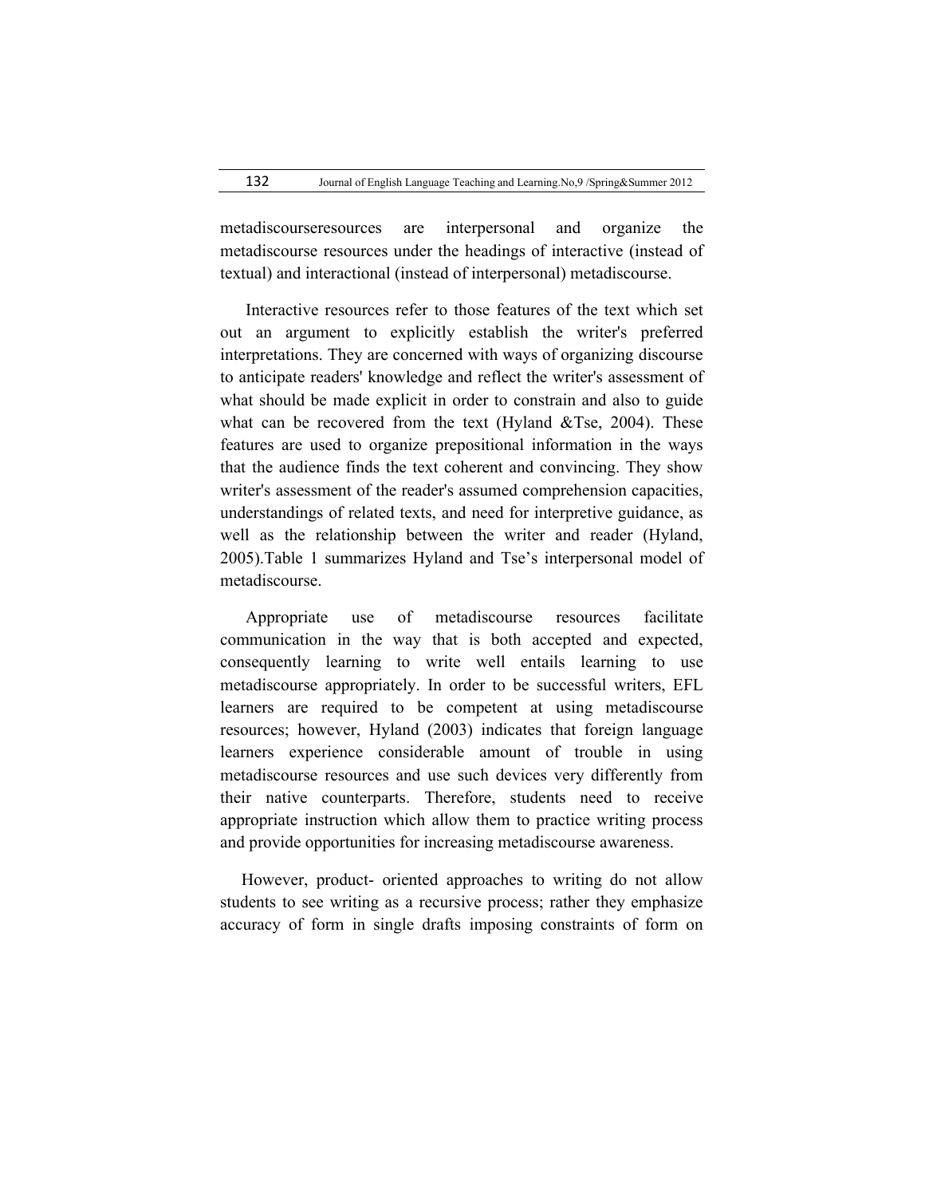metadiscourseresources are interpersonal and organize the metadiscourse resources under the headings of interactive (instead of textual) and interactional (instead of interpersonal) metadiscourse.

Interactive resources refer to those features of the text which set out an argument to explicitly establish the writer's preferred interpretations. They are concerned with ways of organizing discourse to anticipate readers' knowledge and reflect the writer's assessment of what should be made explicit in order to constrain and also to guide what can be recovered from the text (Hyland &Tse, 2004). These features are used to organize prepositional information in the ways that the audience finds the text coherent and convincing. They show writer's assessment of the reader's assumed comprehension capacities, understandings of related texts, and need for interpretive guidance, as well as the relationship between the writer and reader (Hyland, 2005).Table 1 summarizes Hyland and Tse's interpersonal model of metadiscourse.

Appropriate use of metadiscourse resources facilitate communication in the way that is both accepted and expected, consequently learning to write well entails learning to use metadiscourse appropriately. In order to be successful writers, EFL learners are required to be competent at using metadiscourse resources; however, Hyland (2003) indicates that foreign language learners experience considerable amount of trouble in using metadiscourse resources and use such devices very differently from their native counterparts. Therefore, students need to receive appropriate instruction which allow them to practice writing process and provide opportunities for increasing metadiscourse awareness.

However, product- oriented approaches to writing do not allow students to see writing as a recursive process; rather they emphasize accuracy of form in single drafts imposing constraints of form on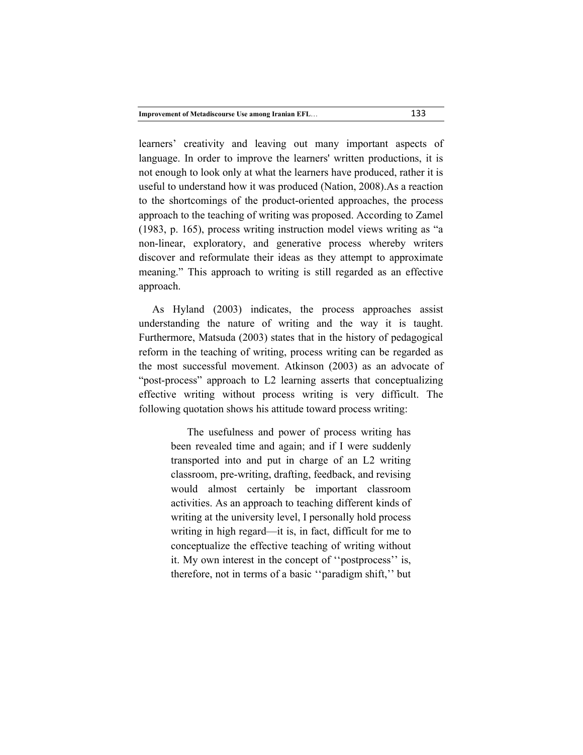learners' creativity and leaving out many important aspects of language. In order to improve the learners' written productions, it is not enough to look only at what the learners have produced, rather it is useful to understand how it was produced (Nation, 2008).As a reaction to the shortcomings of the product-oriented approaches, the process approach to the teaching of writing was proposed. According to Zamel (1983, p. 165), process writing instruction model views writing as "a non-linear, exploratory, and generative process whereby writers discover and reformulate their ideas as they attempt to approximate meaning." This approach to writing is still regarded as an effective approach.

As Hyland (2003) indicates, the process approaches assist understanding the nature of writing and the way it is taught. Furthermore, Matsuda (2003) states that in the history of pedagogical reform in the teaching of writing, process writing can be regarded as the most successful movement. Atkinson (2003) as an advocate of "post-process" approach to L2 learning asserts that conceptualizing effective writing without process writing is very difficult. The following quotation shows his attitude toward process writing:

> The usefulness and power of process writing has been revealed time and again; and if I were suddenly transported into and put in charge of an L2 writing classroom, pre-writing, drafting, feedback, and revising would almost certainly be important classroom activities. As an approach to teaching different kinds of writing at the university level, I personally hold process writing in high regard—it is, in fact, difficult for me to conceptualize the effective teaching of writing without it. My own interest in the concept of ''postprocess'' is, therefore, not in terms of a basic ''paradigm shift,'' but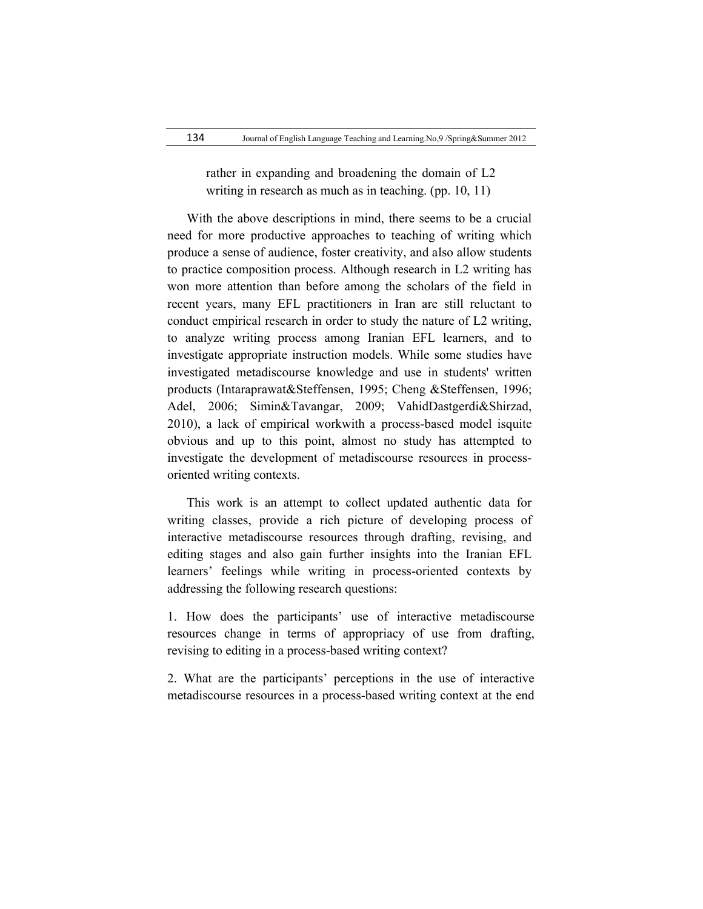> rather in expanding and broadening the domain of L2 writing in research as much as in teaching. (pp. 10, 11)

With the above descriptions in mind, there seems to be a crucial need for more productive approaches to teaching of writing which produce a sense of audience, foster creativity, and also allow students to practice composition process. Although research in L2 writing has won more attention than before among the scholars of the field in recent years, many EFL practitioners in Iran are still reluctant to conduct empirical research in order to study the nature of L2 writing, to analyze writing process among Iranian EFL learners, and to investigate appropriate instruction models. While some studies have investigated metadiscourse knowledge and use in students' written products (Intaraprawat&Steffensen, 1995; Cheng &Steffensen, 1996; Adel, 2006; Simin&Tavangar, 2009; VahidDastgerdi&Shirzad, 2010), a lack of empirical workwith a process-based model isquite obvious and up to this point, almost no study has attempted to investigate the development of metadiscourse resources in process-oriented writing contexts.

This work is an attempt to collect updated authentic data for writing classes, provide a rich picture of developing process of interactive metadiscourse resources through drafting, revising, and editing stages and also gain further insights into the Iranian EFL learners' feelings while writing in process-oriented contexts by addressing the following research questions:

1. How does the participants' use of interactive metadiscourse resources change in terms of appropriacy of use from drafting, revising to editing in a process-based writing context?

2. What are the participants' perceptions in the use of interactive metadiscourse resources in a process-based writing context at the end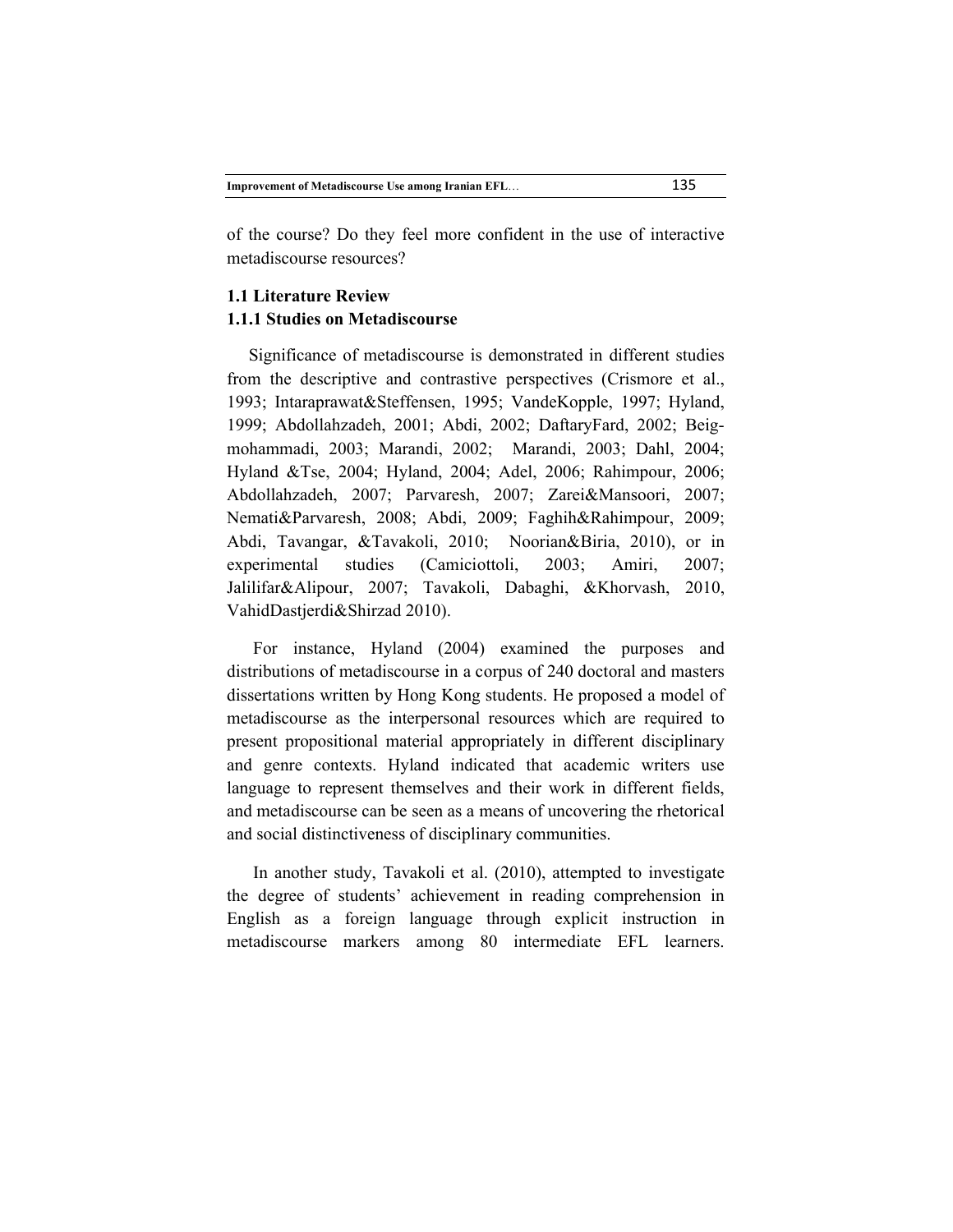of the course? Do they feel more confident in the use of interactive metadiscourse resources?

### 1.1 Literature Review

#### 1.1.1 Studies on Metadiscourse

Significance of metadiscourse is demonstrated in different studies from the descriptive and contrastive perspectives (Crismore et al., 1993; Intaraprawat&Steffensen, 1995; VandeKopple, 1997; Hyland, 1999; Abdollahzadeh, 2001; Abdi, 2002; DaftaryFard, 2002; Beig-mohammadi, 2003; Marandi, 2002; Marandi, 2003; Dahl, 2004; Hyland &Tse, 2004; Hyland, 2004; Adel, 2006; Rahimpour, 2006; Abdollahzadeh, 2007; Parvaresh, 2007; Zarei&Mansoori, 2007; Nemati&Parvaresh, 2008; Abdi, 2009; Faghih&Rahimpour, 2009; Abdi, Tavangar, &Tavakoli, 2010; Noorian&Biria, 2010), or in experimental studies (Camiciottoli, 2003; Amiri, 2007; Jalilifar&Alipour, 2007; Tavakoli, Dabaghi, &Khorvash, 2010, VahidDastjerdi&Shirzad 2010).

For instance, Hyland (2004) examined the purposes and distributions of metadiscourse in a corpus of 240 doctoral and masters dissertations written by Hong Kong students. He proposed a model of metadiscourse as the interpersonal resources which are required to present propositional material appropriately in different disciplinary and genre contexts. Hyland indicated that academic writers use language to represent themselves and their work in different fields, and metadiscourse can be seen as a means of uncovering the rhetorical and social distinctiveness of disciplinary communities.

In another study, Tavakoli et al. (2010), attempted to investigate the degree of students' achievement in reading comprehension in English as a foreign language through explicit instruction in metadiscourse markers among 80 intermediate EFL learners.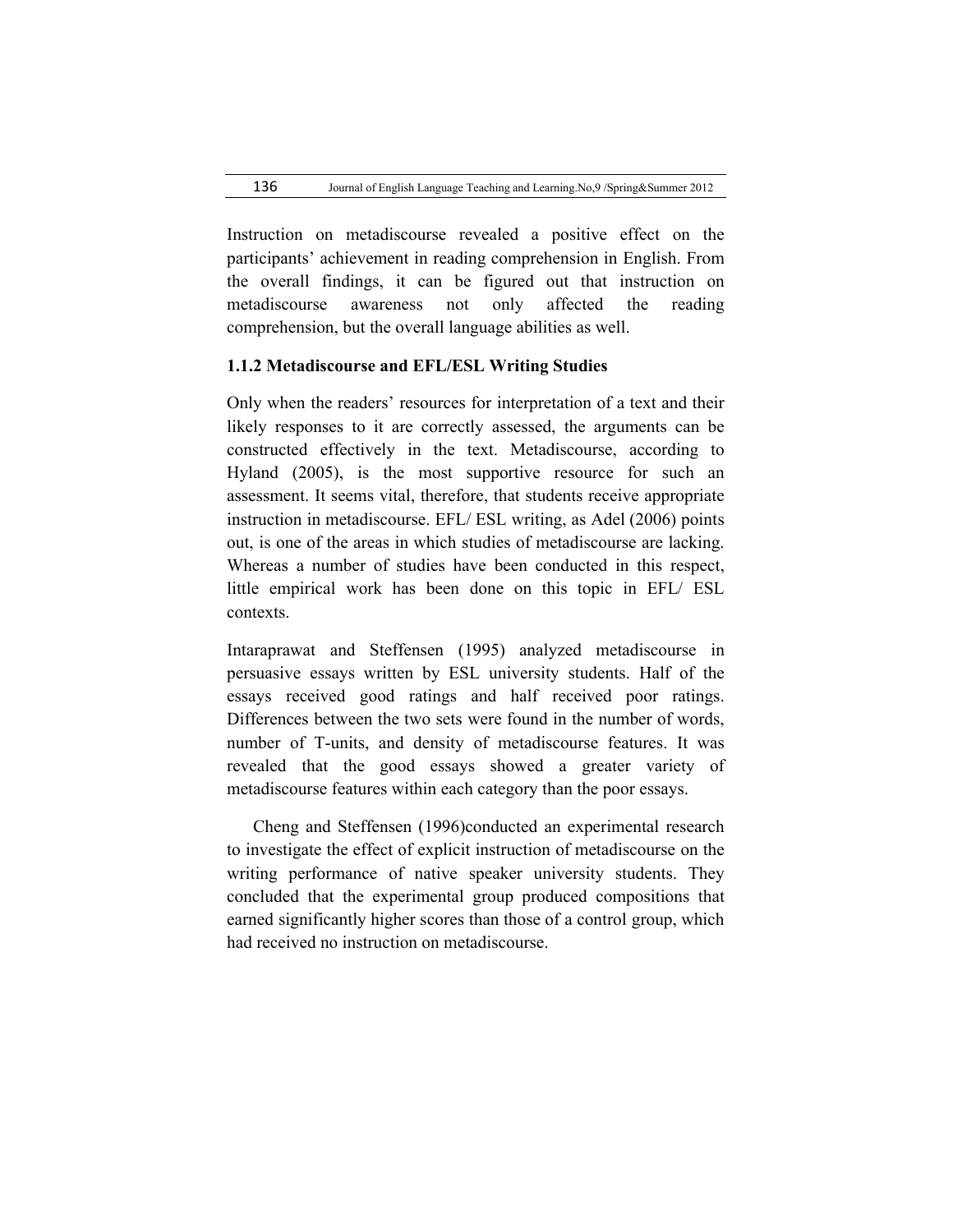Instruction on metadiscourse revealed a positive effect on the participants' achievement in reading comprehension in English. From the overall findings, it can be figured out that instruction on metadiscourse awareness not only affected the reading comprehension, but the overall language abilities as well.

### 1.1.2 Metadiscourse and EFL/ESL Writing Studies

Only when the readers' resources for interpretation of a text and their likely responses to it are correctly assessed, the arguments can be constructed effectively in the text. Metadiscourse, according to Hyland (2005), is the most supportive resource for such an assessment. It seems vital, therefore, that students receive appropriate instruction in metadiscourse. EFL/ ESL writing, as Adel (2006) points out, is one of the areas in which studies of metadiscourse are lacking. Whereas a number of studies have been conducted in this respect, little empirical work has been done on this topic in EFL/ ESL contexts.

Intaraprawat and Steffensen (1995) analyzed metadiscourse in persuasive essays written by ESL university students. Half of the essays received good ratings and half received poor ratings. Differences between the two sets were found in the number of words, number of T-units, and density of metadiscourse features. It was revealed that the good essays showed a greater variety of metadiscourse features within each category than the poor essays.

Cheng and Steffensen (1996)conducted an experimental research to investigate the effect of explicit instruction of metadiscourse on the writing performance of native speaker university students. They concluded that the experimental group produced compositions that earned significantly higher scores than those of a control group, which had received no instruction on metadiscourse.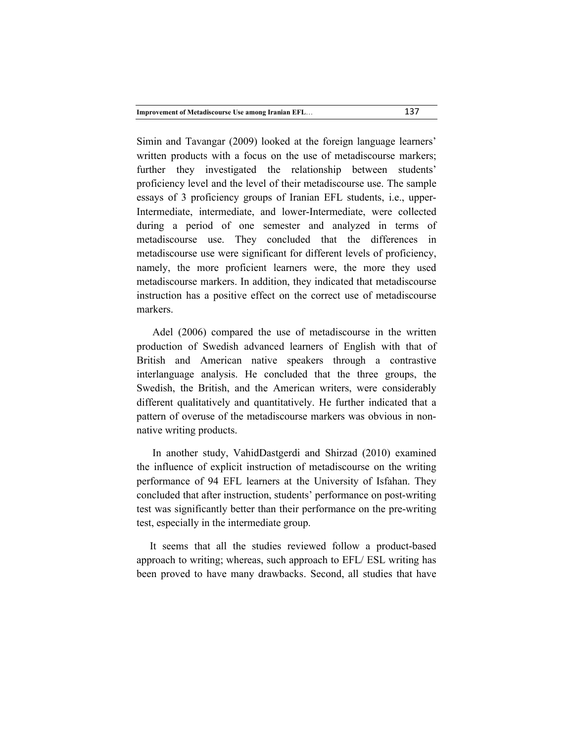Simin and Tavangar (2009) looked at the foreign language learners' written products with a focus on the use of metadiscourse markers; further they investigated the relationship between students' proficiency level and the level of their metadiscourse use. The sample essays of 3 proficiency groups of Iranian EFL students, i.e., upper-Intermediate, intermediate, and lower-Intermediate, were collected during a period of one semester and analyzed in terms of metadiscourse use. They concluded that the differences in metadiscourse use were significant for different levels of proficiency, namely, the more proficient learners were, the more they used metadiscourse markers. In addition, they indicated that metadiscourse instruction has a positive effect on the correct use of metadiscourse markers.

Adel (2006) compared the use of metadiscourse in the written production of Swedish advanced learners of English with that of British and American native speakers through a contrastive interlanguage analysis. He concluded that the three groups, the Swedish, the British, and the American writers, were considerably different qualitatively and quantitatively. He further indicated that a pattern of overuse of the metadiscourse markers was obvious in non-native writing products.

In another study, VahidDastgerdi and Shirzad (2010) examined the influence of explicit instruction of metadiscourse on the writing performance of 94 EFL learners at the University of Isfahan. They concluded that after instruction, students' performance on post-writing test was significantly better than their performance on the pre-writing test, especially in the intermediate group.

It seems that all the studies reviewed follow a product-based approach to writing; whereas, such approach to EFL/ ESL writing has been proved to have many drawbacks. Second, all studies that have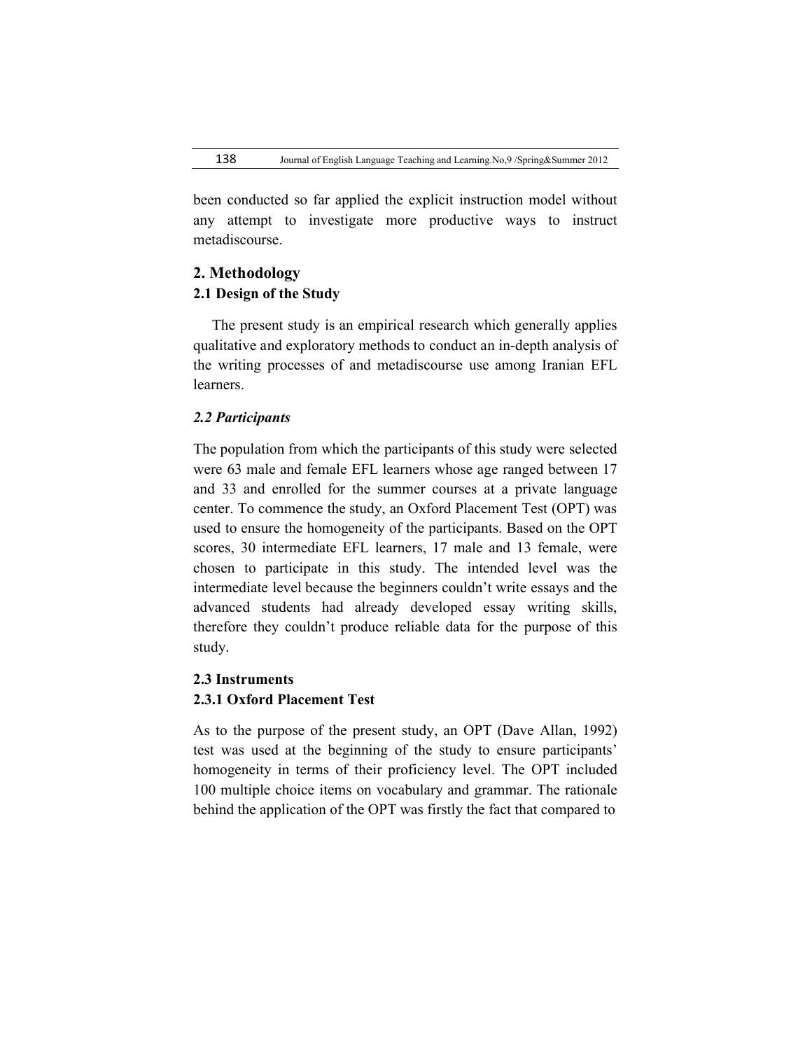been conducted so far applied the explicit instruction model without any attempt to investigate more productive ways to instruct metadiscourse.

## 2. Methodology

### 2.1 Design of the Study

The present study is an empirical research which generally applies qualitative and exploratory methods to conduct an in-depth analysis of the writing processes of and metadiscourse use among Iranian EFL learners.

### *2.2 Participants*

The population from which the participants of this study were selected were 63 male and female EFL learners whose age ranged between 17 and 33 and enrolled for the summer courses at a private language center. To commence the study, an Oxford Placement Test (OPT) was used to ensure the homogeneity of the participants. Based on the OPT scores, 30 intermediate EFL learners, 17 male and 13 female, were chosen to participate in this study. The intended level was the intermediate level because the beginners couldn't write essays and the advanced students had already developed essay writing skills, therefore they couldn't produce reliable data for the purpose of this study.

### 2.3 Instruments

#### 2.3.1 Oxford Placement Test

As to the purpose of the present study, an OPT (Dave Allan, 1992) test was used at the beginning of the study to ensure participants' homogeneity in terms of their proficiency level. The OPT included 100 multiple choice items on vocabulary and grammar. The rationale behind the application of the OPT was firstly the fact that compared to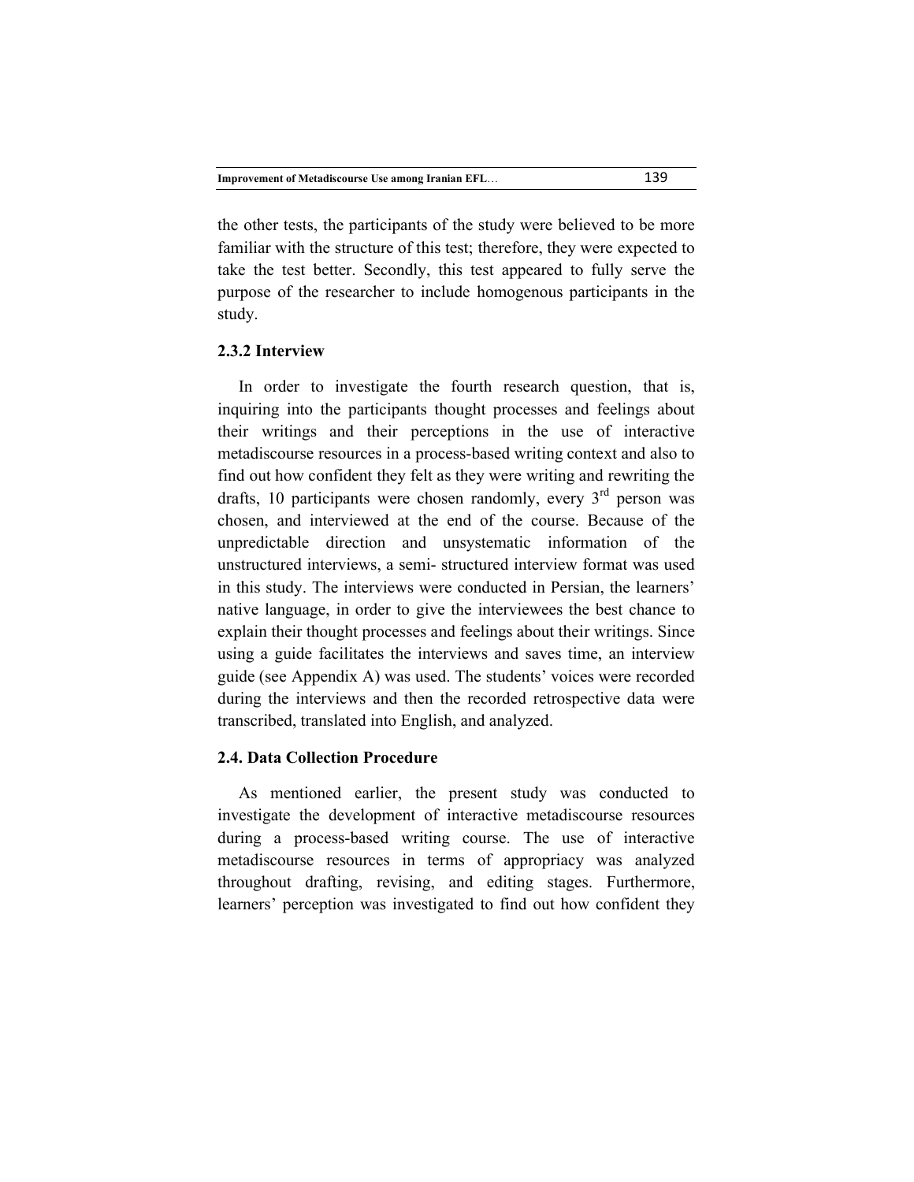the other tests, the participants of the study were believed to be more familiar with the structure of this test; therefore, they were expected to take the test better. Secondly, this test appeared to fully serve the purpose of the researcher to include homogenous participants in the study.

### 2.3.2 Interview

In order to investigate the fourth research question, that is, inquiring into the participants thought processes and feelings about their writings and their perceptions in the use of interactive metadiscourse resources in a process-based writing context and also to find out how confident they felt as they were writing and rewriting the drafts, 10 participants were chosen randomly, every 3rd person was chosen, and interviewed at the end of the course. Because of the unpredictable direction and unsystematic information of the unstructured interviews, a semi- structured interview format was used in this study. The interviews were conducted in Persian, the learners' native language, in order to give the interviewees the best chance to explain their thought processes and feelings about their writings. Since using a guide facilitates the interviews and saves time, an interview guide (see Appendix A) was used. The students' voices were recorded during the interviews and then the recorded retrospective data were transcribed, translated into English, and analyzed.

## 2.4. Data Collection Procedure

As mentioned earlier, the present study was conducted to investigate the development of interactive metadiscourse resources during a process-based writing course. The use of interactive metadiscourse resources in terms of appropriacy was analyzed throughout drafting, revising, and editing stages. Furthermore, learners' perception was investigated to find out how confident they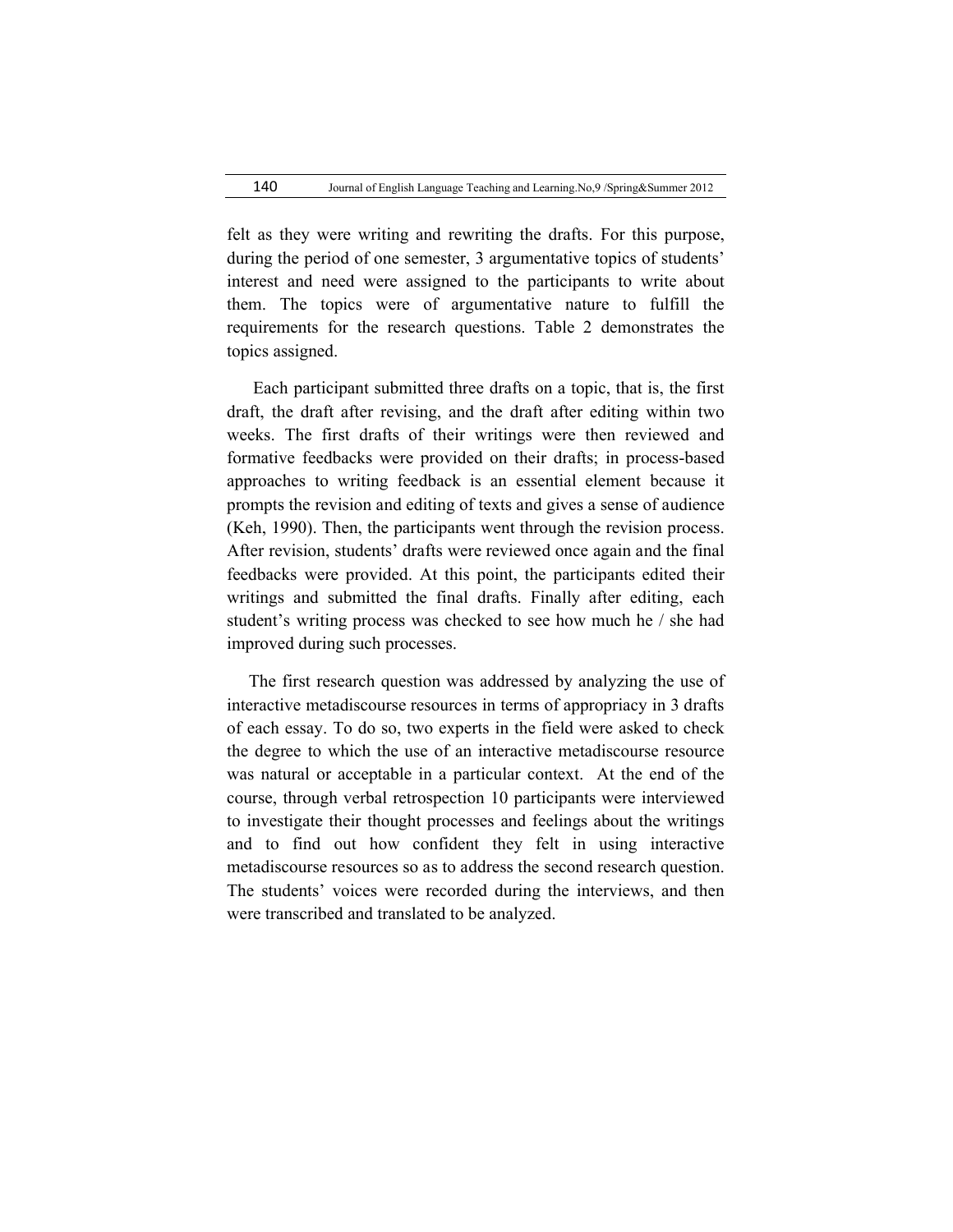felt as they were writing and rewriting the drafts. For this purpose, during the period of one semester, 3 argumentative topics of students' interest and need were assigned to the participants to write about them. The topics were of argumentative nature to fulfill the requirements for the research questions. Table 2 demonstrates the topics assigned.

Each participant submitted three drafts on a topic, that is, the first draft, the draft after revising, and the draft after editing within two weeks. The first drafts of their writings were then reviewed and formative feedbacks were provided on their drafts; in process-based approaches to writing feedback is an essential element because it prompts the revision and editing of texts and gives a sense of audience (Keh, 1990). Then, the participants went through the revision process. After revision, students' drafts were reviewed once again and the final feedbacks were provided. At this point, the participants edited their writings and submitted the final drafts. Finally after editing, each student's writing process was checked to see how much he / she had improved during such processes.

The first research question was addressed by analyzing the use of interactive metadiscourse resources in terms of appropriacy in 3 drafts of each essay. To do so, two experts in the field were asked to check the degree to which the use of an interactive metadiscourse resource was natural or acceptable in a particular context. At the end of the course, through verbal retrospection 10 participants were interviewed to investigate their thought processes and feelings about the writings and to find out how confident they felt in using interactive metadiscourse resources so as to address the second research question. The students' voices were recorded during the interviews, and then were transcribed and translated to be analyzed.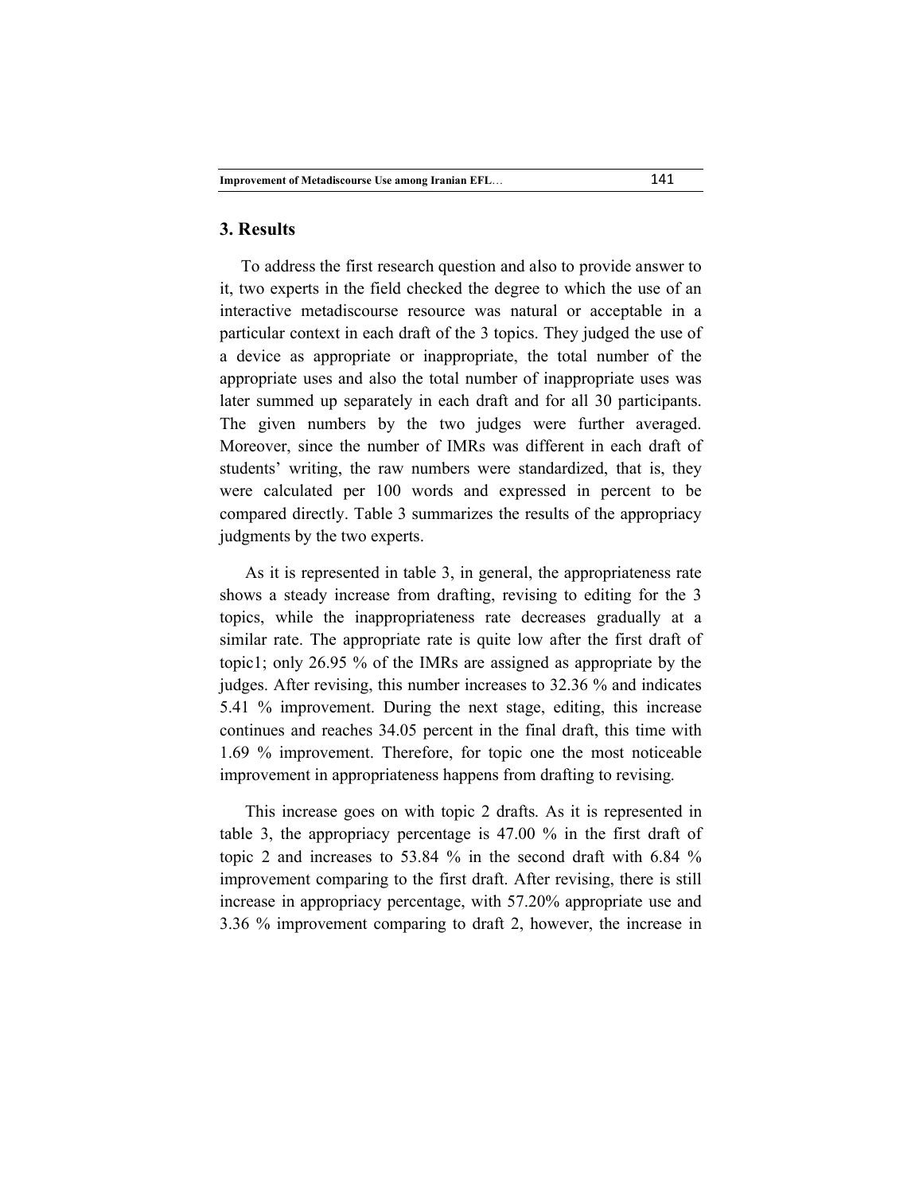## 3. Results

To address the first research question and also to provide answer to it, two experts in the field checked the degree to which the use of an interactive metadiscourse resource was natural or acceptable in a particular context in each draft of the 3 topics. They judged the use of a device as appropriate or inappropriate, the total number of the appropriate uses and also the total number of inappropriate uses was later summed up separately in each draft and for all 30 participants. The given numbers by the two judges were further averaged. Moreover, since the number of IMRs was different in each draft of students' writing, the raw numbers were standardized, that is, they were calculated per 100 words and expressed in percent to be compared directly. Table 3 summarizes the results of the appropriacy judgments by the two experts.

As it is represented in table 3, in general, the appropriateness rate shows a steady increase from drafting, revising to editing for the 3 topics, while the inappropriateness rate decreases gradually at a similar rate. The appropriate rate is quite low after the first draft of topic1; only 26.95 % of the IMRs are assigned as appropriate by the judges. After revising, this number increases to 32.36 % and indicates 5.41 % improvement. During the next stage, editing, this increase continues and reaches 34.05 percent in the final draft, this time with 1.69 % improvement. Therefore, for topic one the most noticeable improvement in appropriateness happens from drafting to revising.

This increase goes on with topic 2 drafts. As it is represented in table 3, the appropriacy percentage is 47.00 % in the first draft of topic 2 and increases to 53.84 % in the second draft with 6.84 % improvement comparing to the first draft. After revising, there is still increase in appropriacy percentage, with 57.20% appropriate use and 3.36 % improvement comparing to draft 2, however, the increase in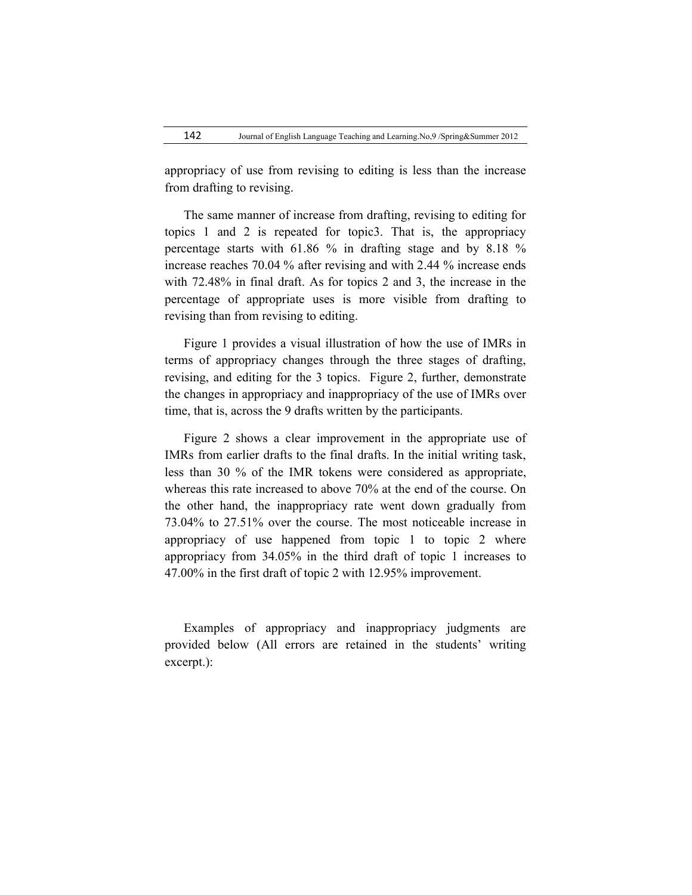appropriacy of use from revising to editing is less than the increase from drafting to revising.

The same manner of increase from drafting, revising to editing for topics 1 and 2 is repeated for topic3. That is, the appropriacy percentage starts with 61.86 % in drafting stage and by 8.18 % increase reaches 70.04 % after revising and with 2.44 % increase ends with 72.48% in final draft. As for topics 2 and 3, the increase in the percentage of appropriate uses is more visible from drafting to revising than from revising to editing.

Figure 1 provides a visual illustration of how the use of IMRs in terms of appropriacy changes through the three stages of drafting, revising, and editing for the 3 topics. Figure 2, further, demonstrate the changes in appropriacy and inappropriacy of the use of IMRs over time, that is, across the 9 drafts written by the participants.

Figure 2 shows a clear improvement in the appropriate use of IMRs from earlier drafts to the final drafts. In the initial writing task, less than 30 % of the IMR tokens were considered as appropriate, whereas this rate increased to above 70% at the end of the course. On the other hand, the inappropriacy rate went down gradually from 73.04% to 27.51% over the course. The most noticeable increase in appropriacy of use happened from topic 1 to topic 2 where appropriacy from 34.05% in the third draft of topic 1 increases to 47.00% in the first draft of topic 2 with 12.95% improvement.

Examples of appropriacy and inappropriacy judgments are provided below (All errors are retained in the students' writing excerpt.):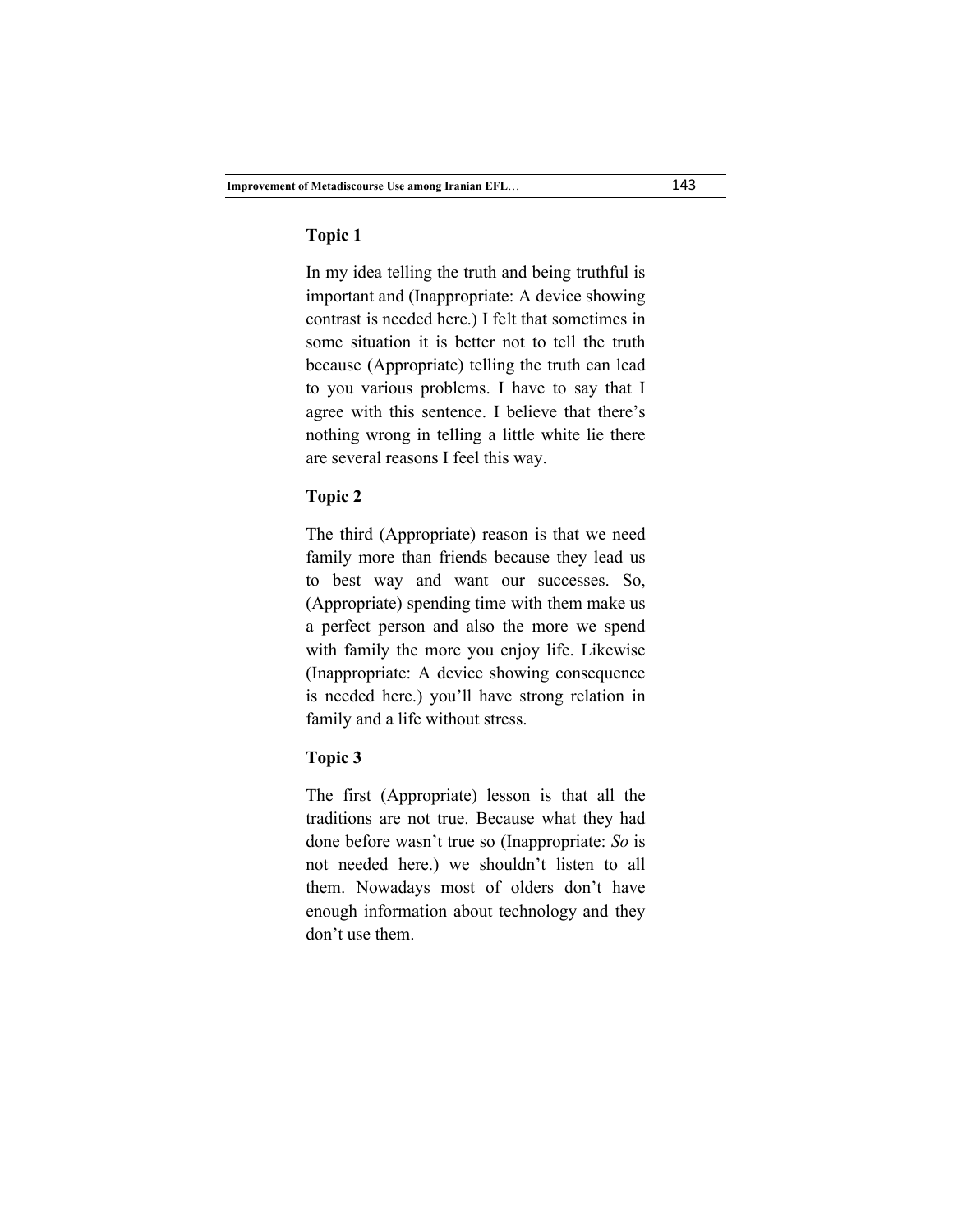**Topic 1**

In my idea telling the truth and being truthful is important and (Inappropriate: A device showing contrast is needed here.) I felt that sometimes in some situation it is better not to tell the truth because (Appropriate) telling the truth can lead to you various problems. I have to say that I agree with this sentence. I believe that there's nothing wrong in telling a little white lie there are several reasons I feel this way.

**Topic 2**

The third (Appropriate) reason is that we need family more than friends because they lead us to best way and want our successes. So, (Appropriate) spending time with them make us a perfect person and also the more we spend with family the more you enjoy life. Likewise (Inappropriate: A device showing consequence is needed here.) you'll have strong relation in family and a life without stress.

**Topic 3**

The first (Appropriate) lesson is that all the traditions are not true. Because what they had done before wasn't true so (Inappropriate: *So* is not needed here.) we shouldn't listen to all them. Nowadays most of olders don't have enough information about technology and they don't use them.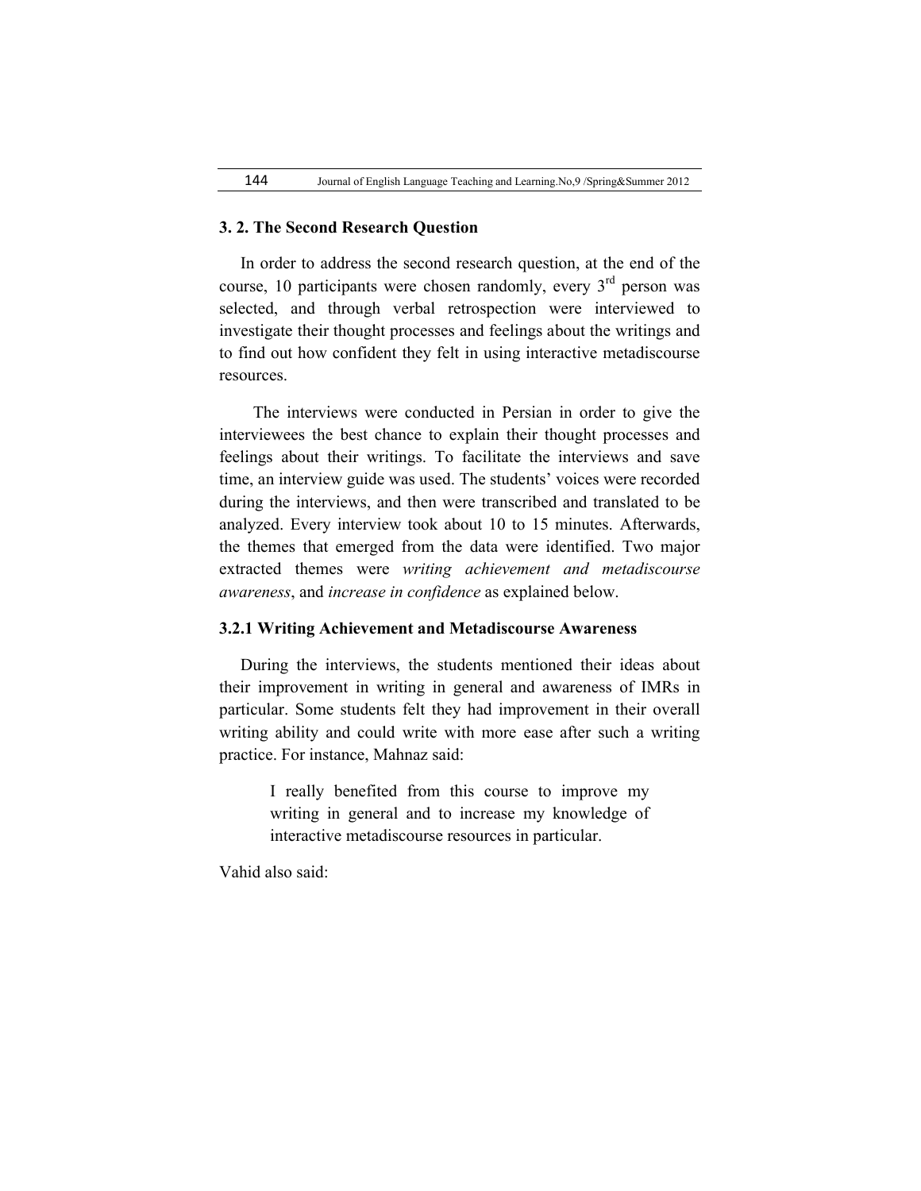### 3. 2. The Second Research Question

In order to address the second research question, at the end of the course, 10 participants were chosen randomly, every 3rd person was selected, and through verbal retrospection were interviewed to investigate their thought processes and feelings about the writings and to find out how confident they felt in using interactive metadiscourse resources.

The interviews were conducted in Persian in order to give the interviewees the best chance to explain their thought processes and feelings about their writings. To facilitate the interviews and save time, an interview guide was used. The students' voices were recorded during the interviews, and then were transcribed and translated to be analyzed. Every interview took about 10 to 15 minutes. Afterwards, the themes that emerged from the data were identified. Two major extracted themes were *writing achievement and metadiscourse awareness*, and *increase in confidence* as explained below.

#### 3.2.1 Writing Achievement and Metadiscourse Awareness

During the interviews, the students mentioned their ideas about their improvement in writing in general and awareness of IMRs in particular. Some students felt they had improvement in their overall writing ability and could write with more ease after such a writing practice. For instance, Mahnaz said:

> I really benefited from this course to improve my writing in general and to increase my knowledge of interactive metadiscourse resources in particular.

Vahid also said: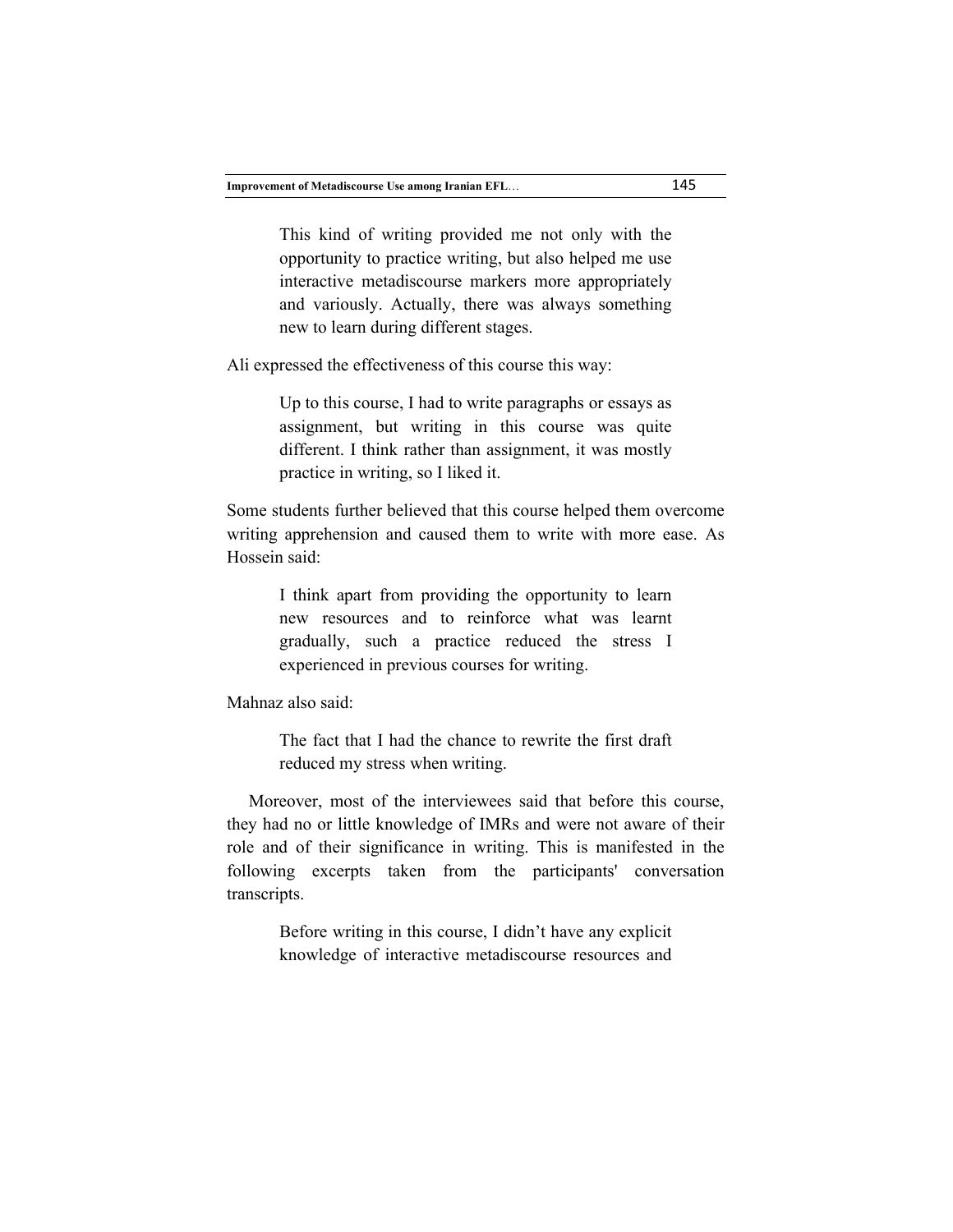> This kind of writing provided me not only with the opportunity to practice writing, but also helped me use interactive metadiscourse markers more appropriately and variously. Actually, there was always something new to learn during different stages.

Ali expressed the effectiveness of this course this way:

> Up to this course, I had to write paragraphs or essays as assignment, but writing in this course was quite different. I think rather than assignment, it was mostly practice in writing, so I liked it.

Some students further believed that this course helped them overcome writing apprehension and caused them to write with more ease. As Hossein said:

> I think apart from providing the opportunity to learn new resources and to reinforce what was learnt gradually, such a practice reduced the stress I experienced in previous courses for writing.

Mahnaz also said:

> The fact that I had the chance to rewrite the first draft reduced my stress when writing.

Moreover, most of the interviewees said that before this course, they had no or little knowledge of IMRs and were not aware of their role and of their significance in writing. This is manifested in the following excerpts taken from the participants' conversation transcripts.

> Before writing in this course, I didn't have any explicit knowledge of interactive metadiscourse resources and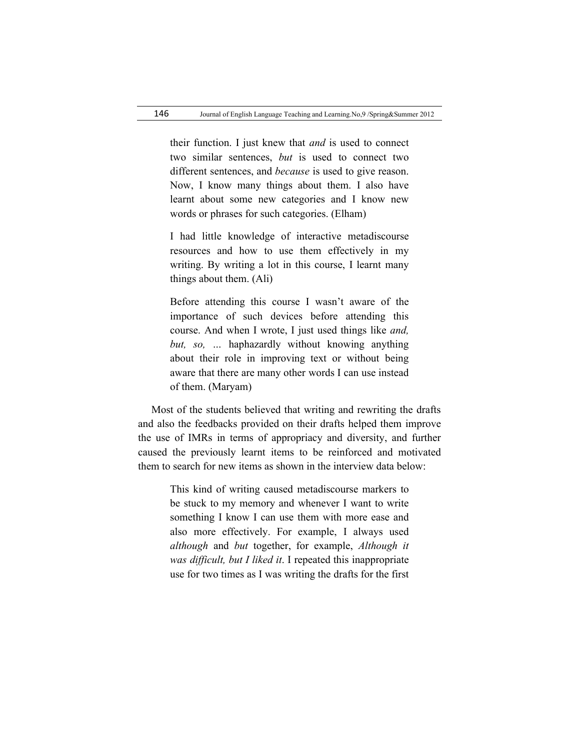> their function. I just knew that *and* is used to connect two similar sentences, *but* is used to connect two different sentences, and *because* is used to give reason. Now, I know many things about them. I also have learnt about some new categories and I know new words or phrases for such categories. (Elham)

> I had little knowledge of interactive metadiscourse resources and how to use them effectively in my writing. By writing a lot in this course, I learnt many things about them. (Ali)

> Before attending this course I wasn't aware of the importance of such devices before attending this course. And when I wrote, I just used things like *and, but, so, ...* haphazardly without knowing anything about their role in improving text or without being aware that there are many other words I can use instead of them. (Maryam)

Most of the students believed that writing and rewriting the drafts and also the feedbacks provided on their drafts helped them improve the use of IMRs in terms of appropriacy and diversity, and further caused the previously learnt items to be reinforced and motivated them to search for new items as shown in the interview data below:

> This kind of writing caused metadiscourse markers to be stuck to my memory and whenever I want to write something I know I can use them with more ease and also more effectively. For example, I always used *although* and *but* together, for example, *Although it was difficult, but I liked it*. I repeated this inappropriate use for two times as I was writing the drafts for the first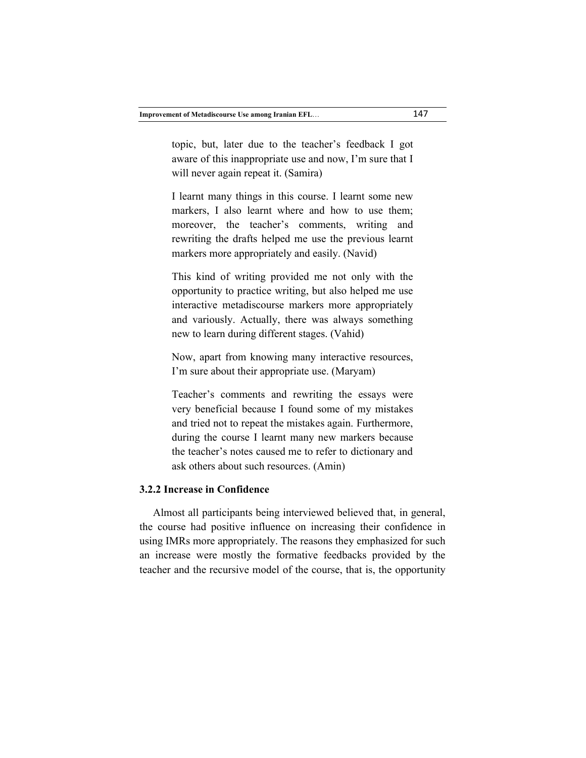> topic, but, later due to the teacher's feedback I got aware of this inappropriate use and now, I'm sure that I will never again repeat it. (Samira)

> I learnt many things in this course. I learnt some new markers, I also learnt where and how to use them; moreover, the teacher's comments, writing and rewriting the drafts helped me use the previous learnt markers more appropriately and easily. (Navid)

> This kind of writing provided me not only with the opportunity to practice writing, but also helped me use interactive metadiscourse markers more appropriately and variously. Actually, there was always something new to learn during different stages. (Vahid)

> Now, apart from knowing many interactive resources, I'm sure about their appropriate use. (Maryam)

> Teacher's comments and rewriting the essays were very beneficial because I found some of my mistakes and tried not to repeat the mistakes again. Furthermore, during the course I learnt many new markers because the teacher's notes caused me to refer to dictionary and ask others about such resources. (Amin)

### 3.2.2 Increase in Confidence

Almost all participants being interviewed believed that, in general, the course had positive influence on increasing their confidence in using IMRs more appropriately. The reasons they emphasized for such an increase were mostly the formative feedbacks provided by the teacher and the recursive model of the course, that is, the opportunity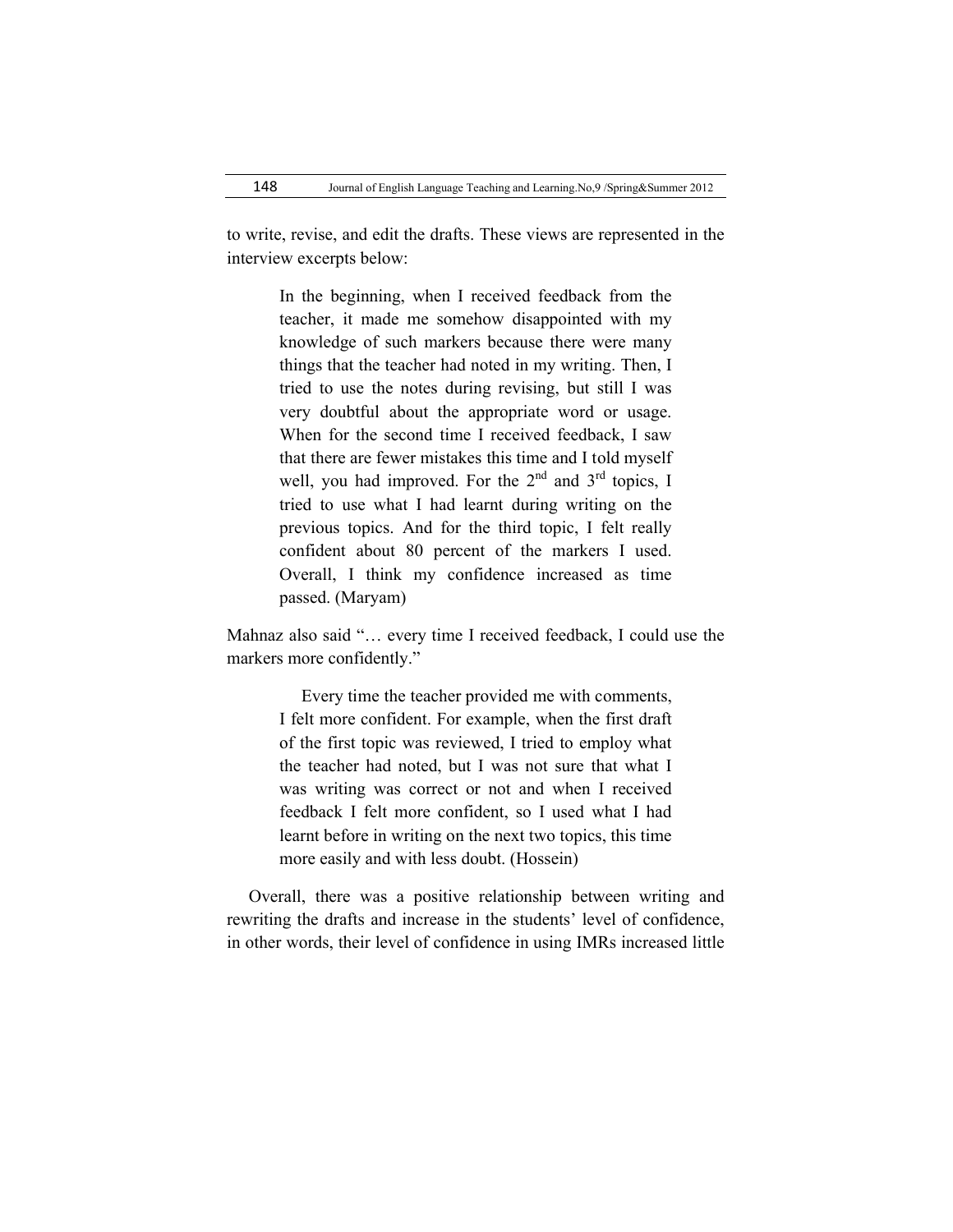to write, revise, and edit the drafts. These views are represented in the interview excerpts below:

> In the beginning, when I received feedback from the teacher, it made me somehow disappointed with my knowledge of such markers because there were many things that the teacher had noted in my writing. Then, I tried to use the notes during revising, but still I was very doubtful about the appropriate word or usage. When for the second time I received feedback, I saw that there are fewer mistakes this time and I told myself well, you had improved. For the 2nd and 3rd topics, I tried to use what I had learnt during writing on the previous topics. And for the third topic, I felt really confident about 80 percent of the markers I used. Overall, I think my confidence increased as time passed. (Maryam)

Mahnaz also said "… every time I received feedback, I could use the markers more confidently."

> Every time the teacher provided me with comments, I felt more confident. For example, when the first draft of the first topic was reviewed, I tried to employ what the teacher had noted, but I was not sure that what I was writing was correct or not and when I received feedback I felt more confident, so I used what I had learnt before in writing on the next two topics, this time more easily and with less doubt. (Hossein)

Overall, there was a positive relationship between writing and rewriting the drafts and increase in the students' level of confidence, in other words, their level of confidence in using IMRs increased little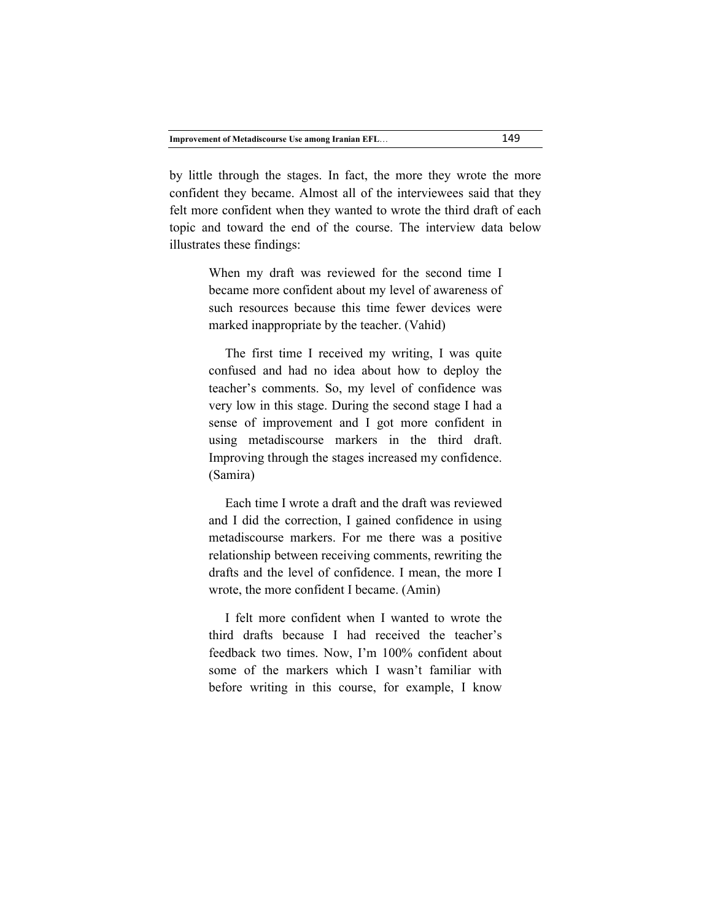by little through the stages. In fact, the more they wrote the more confident they became. Almost all of the interviewees said that they felt more confident when they wanted to wrote the third draft of each topic and toward the end of the course. The interview data below illustrates these findings:

> When my draft was reviewed for the second time I became more confident about my level of awareness of such resources because this time fewer devices were marked inappropriate by the teacher. (Vahid)
>
> The first time I received my writing, I was quite confused and had no idea about how to deploy the teacher's comments. So, my level of confidence was very low in this stage. During the second stage I had a sense of improvement and I got more confident in using metadiscourse markers in the third draft. Improving through the stages increased my confidence. (Samira)
>
> Each time I wrote a draft and the draft was reviewed and I did the correction, I gained confidence in using metadiscourse markers. For me there was a positive relationship between receiving comments, rewriting the drafts and the level of confidence. I mean, the more I wrote, the more confident I became. (Amin)
>
> I felt more confident when I wanted to wrote the third drafts because I had received the teacher's feedback two times. Now, I'm 100% confident about some of the markers which I wasn't familiar with before writing in this course, for example, I know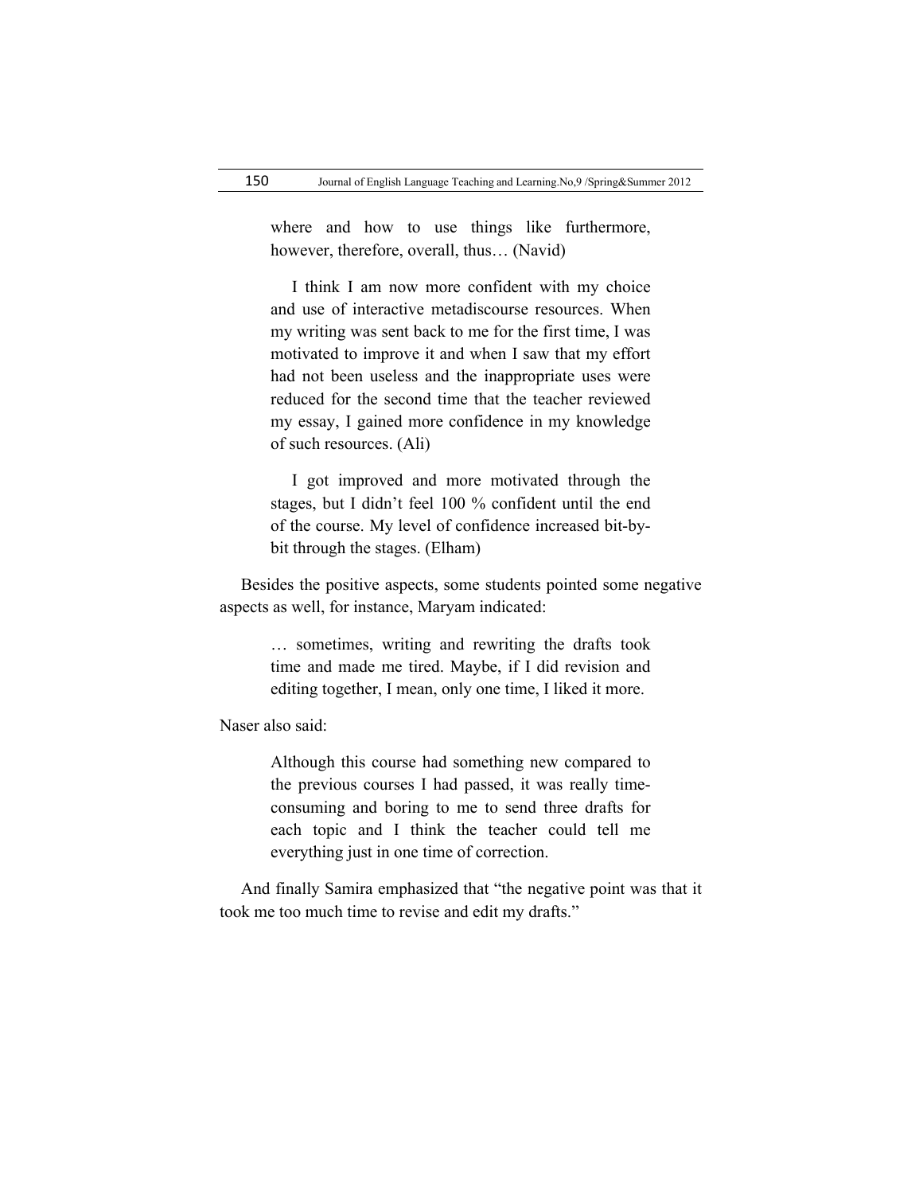> where and how to use things like furthermore, however, therefore, overall, thus… (Navid)

> I think I am now more confident with my choice and use of interactive metadiscourse resources. When my writing was sent back to me for the first time, I was motivated to improve it and when I saw that my effort had not been useless and the inappropriate uses were reduced for the second time that the teacher reviewed my essay, I gained more confidence in my knowledge of such resources. (Ali)

> I got improved and more motivated through the stages, but I didn't feel 100 % confident until the end of the course. My level of confidence increased bit-by-bit through the stages. (Elham)

Besides the positive aspects, some students pointed some negative aspects as well, for instance, Maryam indicated:

> … sometimes, writing and rewriting the drafts took time and made me tired. Maybe, if I did revision and editing together, I mean, only one time, I liked it more.

Naser also said:

> Although this course had something new compared to the previous courses I had passed, it was really time-consuming and boring to me to send three drafts for each topic and I think the teacher could tell me everything just in one time of correction.

And finally Samira emphasized that "the negative point was that it took me too much time to revise and edit my drafts."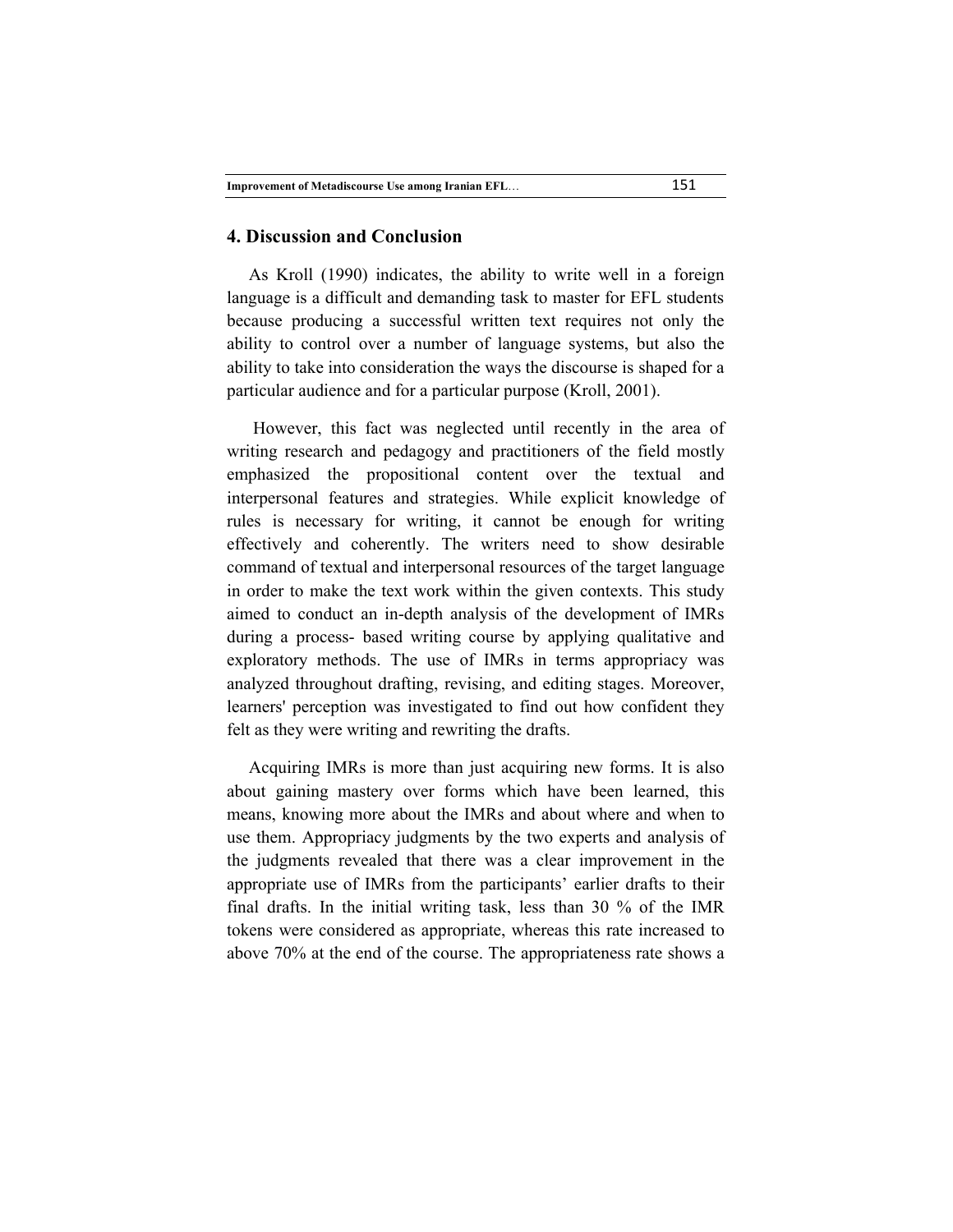## 4. Discussion and Conclusion

As Kroll (1990) indicates, the ability to write well in a foreign language is a difficult and demanding task to master for EFL students because producing a successful written text requires not only the ability to control over a number of language systems, but also the ability to take into consideration the ways the discourse is shaped for a particular audience and for a particular purpose (Kroll, 2001).

However, this fact was neglected until recently in the area of writing research and pedagogy and practitioners of the field mostly emphasized the propositional content over the textual and interpersonal features and strategies. While explicit knowledge of rules is necessary for writing, it cannot be enough for writing effectively and coherently. The writers need to show desirable command of textual and interpersonal resources of the target language in order to make the text work within the given contexts. This study aimed to conduct an in-depth analysis of the development of IMRs during a process- based writing course by applying qualitative and exploratory methods. The use of IMRs in terms appropriacy was analyzed throughout drafting, revising, and editing stages. Moreover, learners' perception was investigated to find out how confident they felt as they were writing and rewriting the drafts.

Acquiring IMRs is more than just acquiring new forms. It is also about gaining mastery over forms which have been learned, this means, knowing more about the IMRs and about where and when to use them. Appropriacy judgments by the two experts and analysis of the judgments revealed that there was a clear improvement in the appropriate use of IMRs from the participants' earlier drafts to their final drafts. In the initial writing task, less than 30 % of the IMR tokens were considered as appropriate, whereas this rate increased to above 70% at the end of the course. The appropriateness rate shows a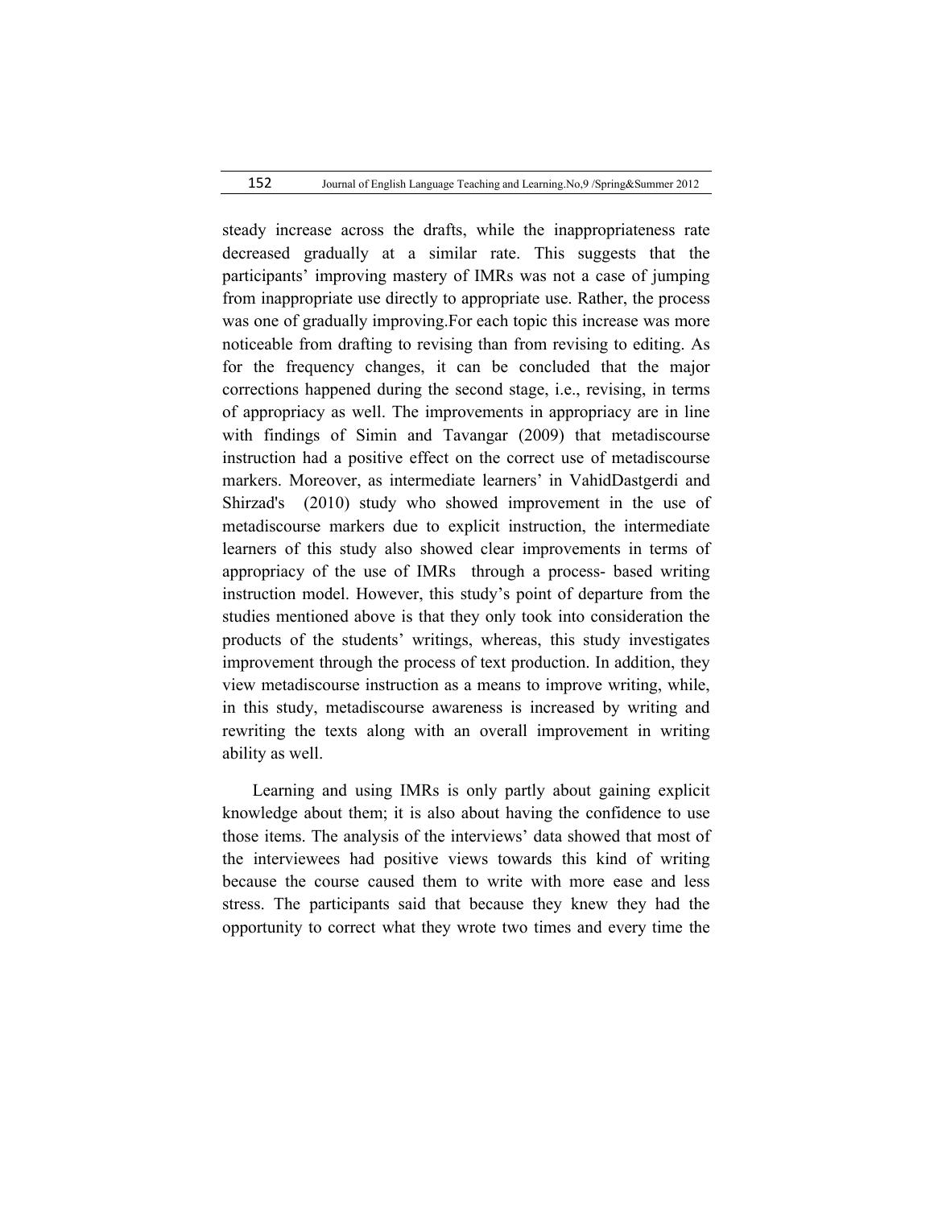steady increase across the drafts, while the inappropriateness rate decreased gradually at a similar rate. This suggests that the participants' improving mastery of IMRs was not a case of jumping from inappropriate use directly to appropriate use. Rather, the process was one of gradually improving.For each topic this increase was more noticeable from drafting to revising than from revising to editing. As for the frequency changes, it can be concluded that the major corrections happened during the second stage, i.e., revising, in terms of appropriacy as well. The improvements in appropriacy are in line with findings of Simin and Tavangar (2009) that metadiscourse instruction had a positive effect on the correct use of metadiscourse markers. Moreover, as intermediate learners' in VahidDastgerdi and Shirzad's (2010) study who showed improvement in the use of metadiscourse markers due to explicit instruction, the intermediate learners of this study also showed clear improvements in terms of appropriacy of the use of IMRs through a process- based writing instruction model. However, this study's point of departure from the studies mentioned above is that they only took into consideration the products of the students' writings, whereas, this study investigates improvement through the process of text production. In addition, they view metadiscourse instruction as a means to improve writing, while, in this study, metadiscourse awareness is increased by writing and rewriting the texts along with an overall improvement in writing ability as well.

Learning and using IMRs is only partly about gaining explicit knowledge about them; it is also about having the confidence to use those items. The analysis of the interviews' data showed that most of the interviewees had positive views towards this kind of writing because the course caused them to write with more ease and less stress. The participants said that because they knew they had the opportunity to correct what they wrote two times and every time the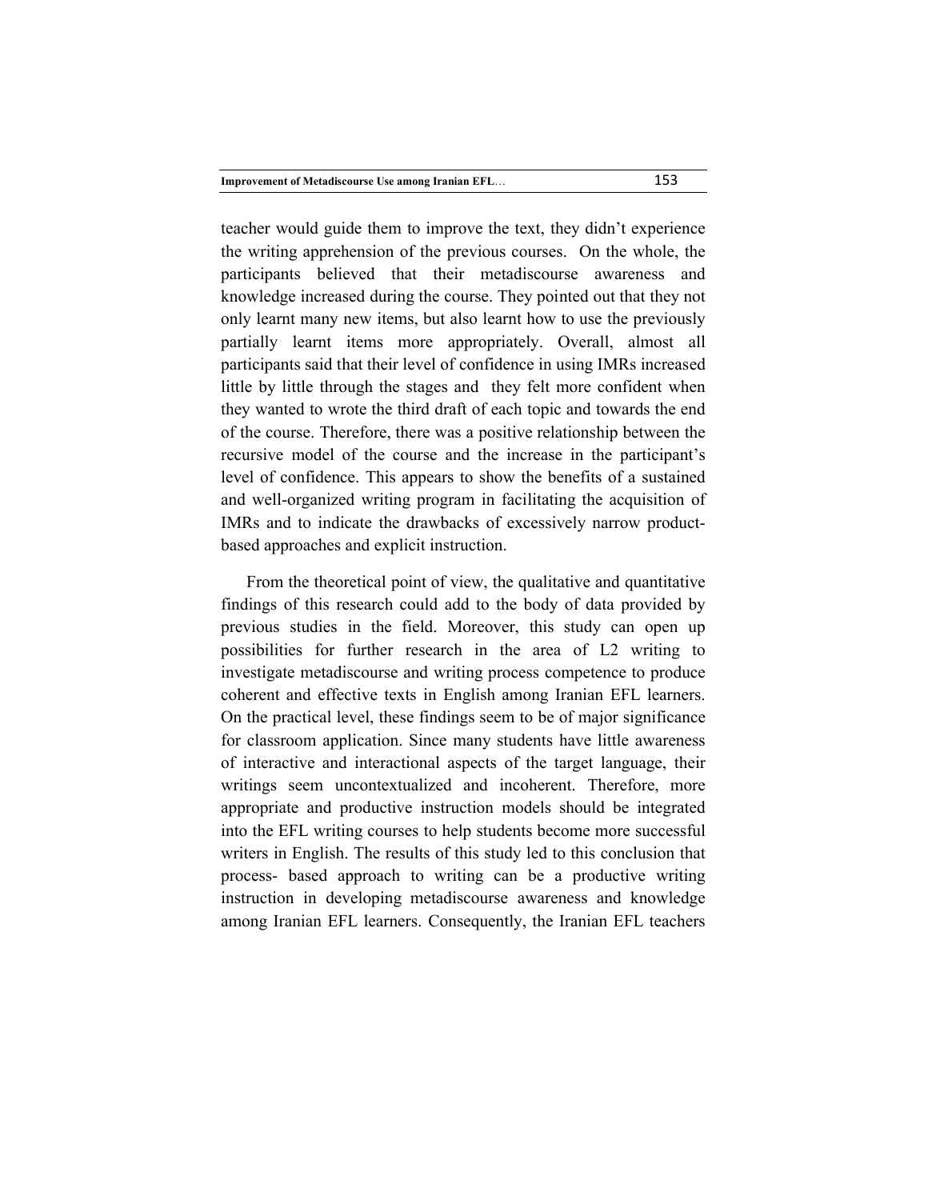teacher would guide them to improve the text, they didn't experience the writing apprehension of the previous courses. On the whole, the participants believed that their metadiscourse awareness and knowledge increased during the course. They pointed out that they not only learnt many new items, but also learnt how to use the previously partially learnt items more appropriately. Overall, almost all participants said that their level of confidence in using IMRs increased little by little through the stages and they felt more confident when they wanted to wrote the third draft of each topic and towards the end of the course. Therefore, there was a positive relationship between the recursive model of the course and the increase in the participant's level of confidence. This appears to show the benefits of a sustained and well-organized writing program in facilitating the acquisition of IMRs and to indicate the drawbacks of excessively narrow product-based approaches and explicit instruction.

From the theoretical point of view, the qualitative and quantitative findings of this research could add to the body of data provided by previous studies in the field. Moreover, this study can open up possibilities for further research in the area of L2 writing to investigate metadiscourse and writing process competence to produce coherent and effective texts in English among Iranian EFL learners. On the practical level, these findings seem to be of major significance for classroom application. Since many students have little awareness of interactive and interactional aspects of the target language, their writings seem uncontextualized and incoherent. Therefore, more appropriate and productive instruction models should be integrated into the EFL writing courses to help students become more successful writers in English. The results of this study led to this conclusion that process- based approach to writing can be a productive writing instruction in developing metadiscourse awareness and knowledge among Iranian EFL learners. Consequently, the Iranian EFL teachers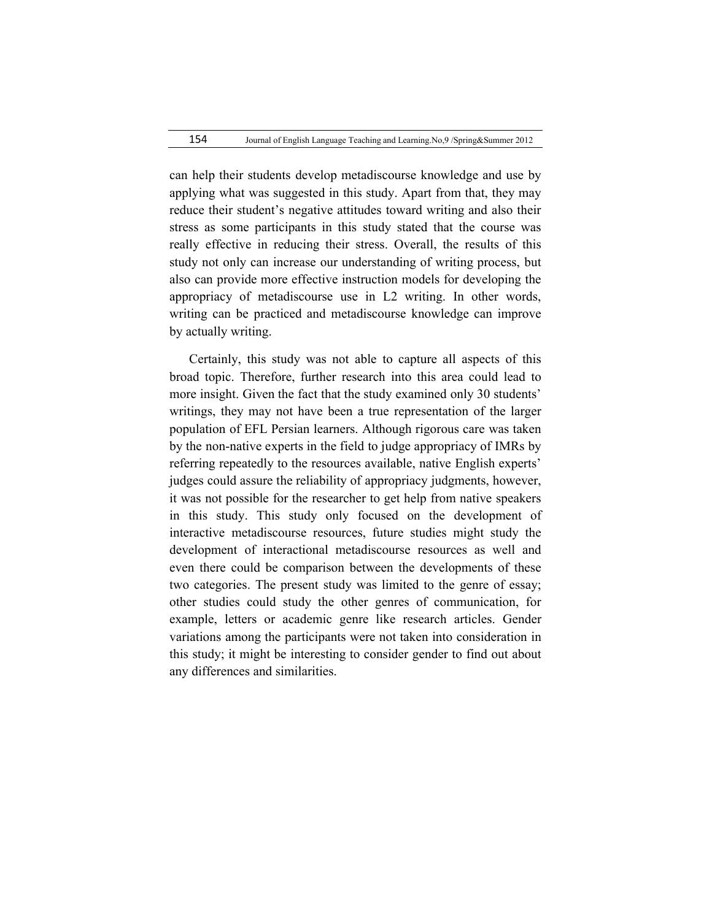can help their students develop metadiscourse knowledge and use by applying what was suggested in this study. Apart from that, they may reduce their student's negative attitudes toward writing and also their stress as some participants in this study stated that the course was really effective in reducing their stress. Overall, the results of this study not only can increase our understanding of writing process, but also can provide more effective instruction models for developing the appropriacy of metadiscourse use in L2 writing. In other words, writing can be practiced and metadiscourse knowledge can improve by actually writing.

Certainly, this study was not able to capture all aspects of this broad topic. Therefore, further research into this area could lead to more insight. Given the fact that the study examined only 30 students' writings, they may not have been a true representation of the larger population of EFL Persian learners. Although rigorous care was taken by the non-native experts in the field to judge appropriacy of IMRs by referring repeatedly to the resources available, native English experts' judges could assure the reliability of appropriacy judgments, however, it was not possible for the researcher to get help from native speakers in this study. This study only focused on the development of interactive metadiscourse resources, future studies might study the development of interactional metadiscourse resources as well and even there could be comparison between the developments of these two categories. The present study was limited to the genre of essay; other studies could study the other genres of communication, for example, letters or academic genre like research articles. Gender variations among the participants were not taken into consideration in this study; it might be interesting to consider gender to find out about any differences and similarities.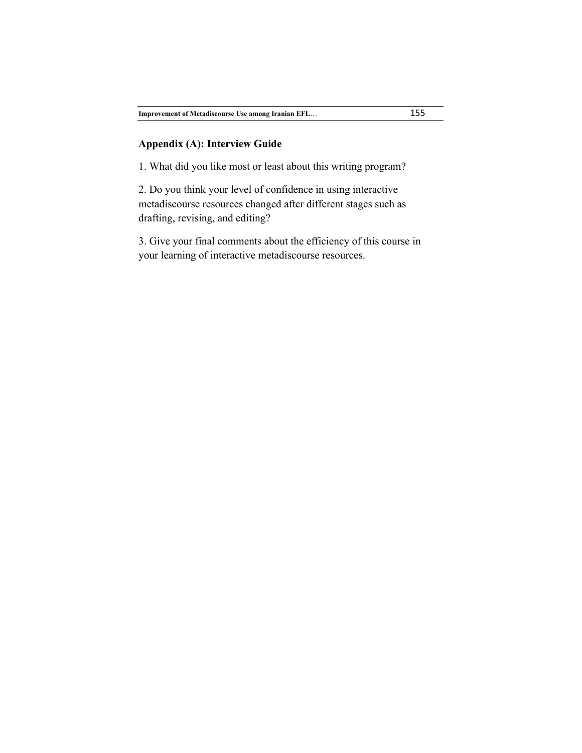## Appendix (A): Interview Guide

1. What did you like most or least about this writing program?

2. Do you think your level of confidence in using interactive metadiscourse resources changed after different stages such as drafting, revising, and editing?

3. Give your final comments about the efficiency of this course in your learning of interactive metadiscourse resources.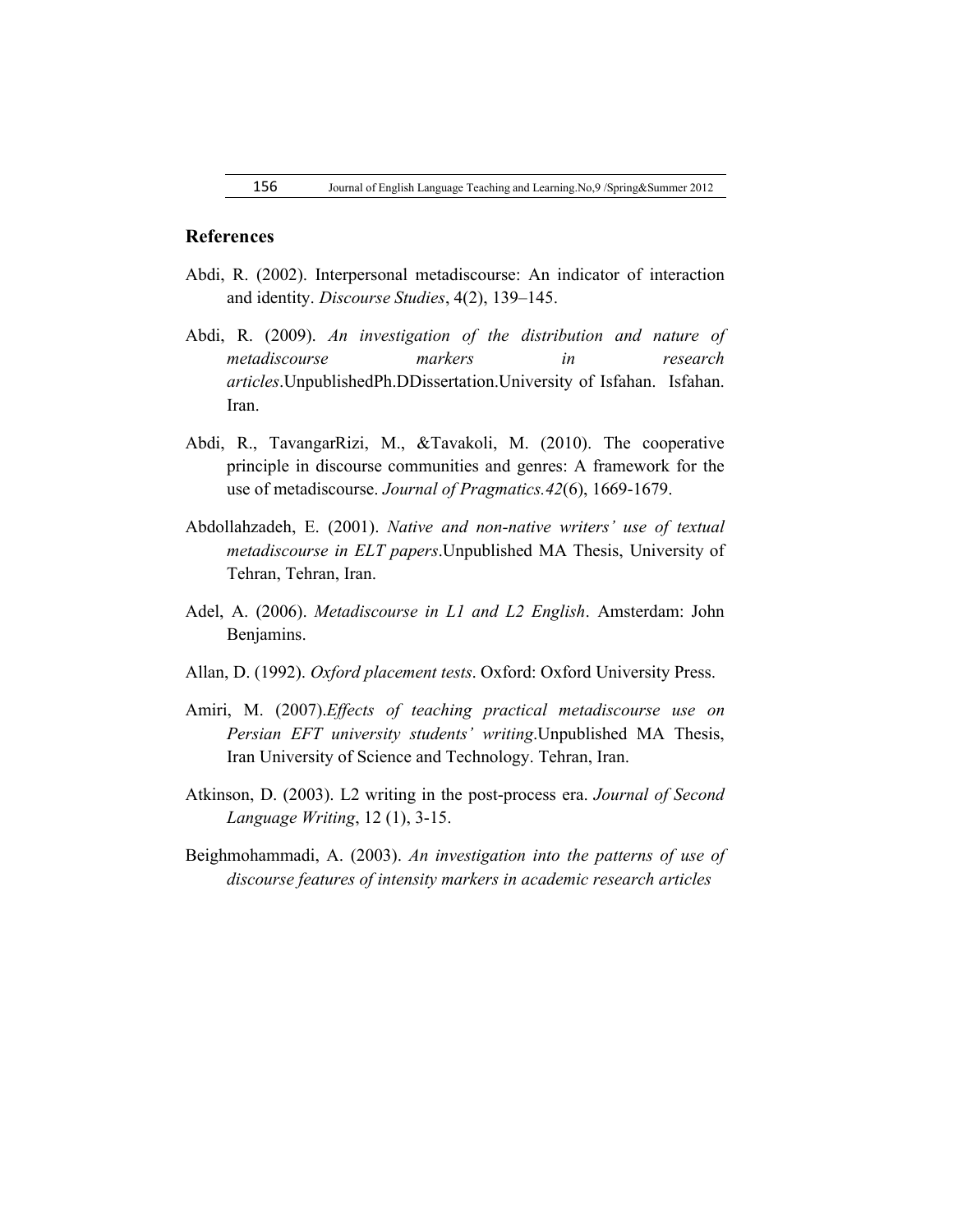## References

Abdi, R. (2002). Interpersonal metadiscourse: An indicator of interaction and identity. *Discourse Studies*, 4(2), 139–145.

Abdi, R. (2009). *An investigation of the distribution and nature of metadiscourse markers in research articles*.UnpublishedPh.DDissertation.University of Isfahan. Isfahan. Iran.

Abdi, R., TavangarRizi, M., &Tavakoli, M. (2010). The cooperative principle in discourse communities and genres: A framework for the use of metadiscourse. *Journal of Pragmatics.42*(6), 1669-1679.

Abdollahzadeh, E. (2001). *Native and non-native writers' use of textual metadiscourse in ELT papers*.Unpublished MA Thesis, University of Tehran, Tehran, Iran.

Adel, A. (2006). *Metadiscourse in L1 and L2 English*. Amsterdam: John Benjamins.

Allan, D. (1992). *Oxford placement tests*. Oxford: Oxford University Press.

Amiri, M. (2007).*Effects of teaching practical metadiscourse use on Persian EFT university students' writing*.Unpublished MA Thesis, Iran University of Science and Technology. Tehran, Iran.

Atkinson, D. (2003). L2 writing in the post-process era. *Journal of Second Language Writing*, 12 (1), 3-15.

Beighmohammadi, A. (2003). *An investigation into the patterns of use of discourse features of intensity markers in academic research articles*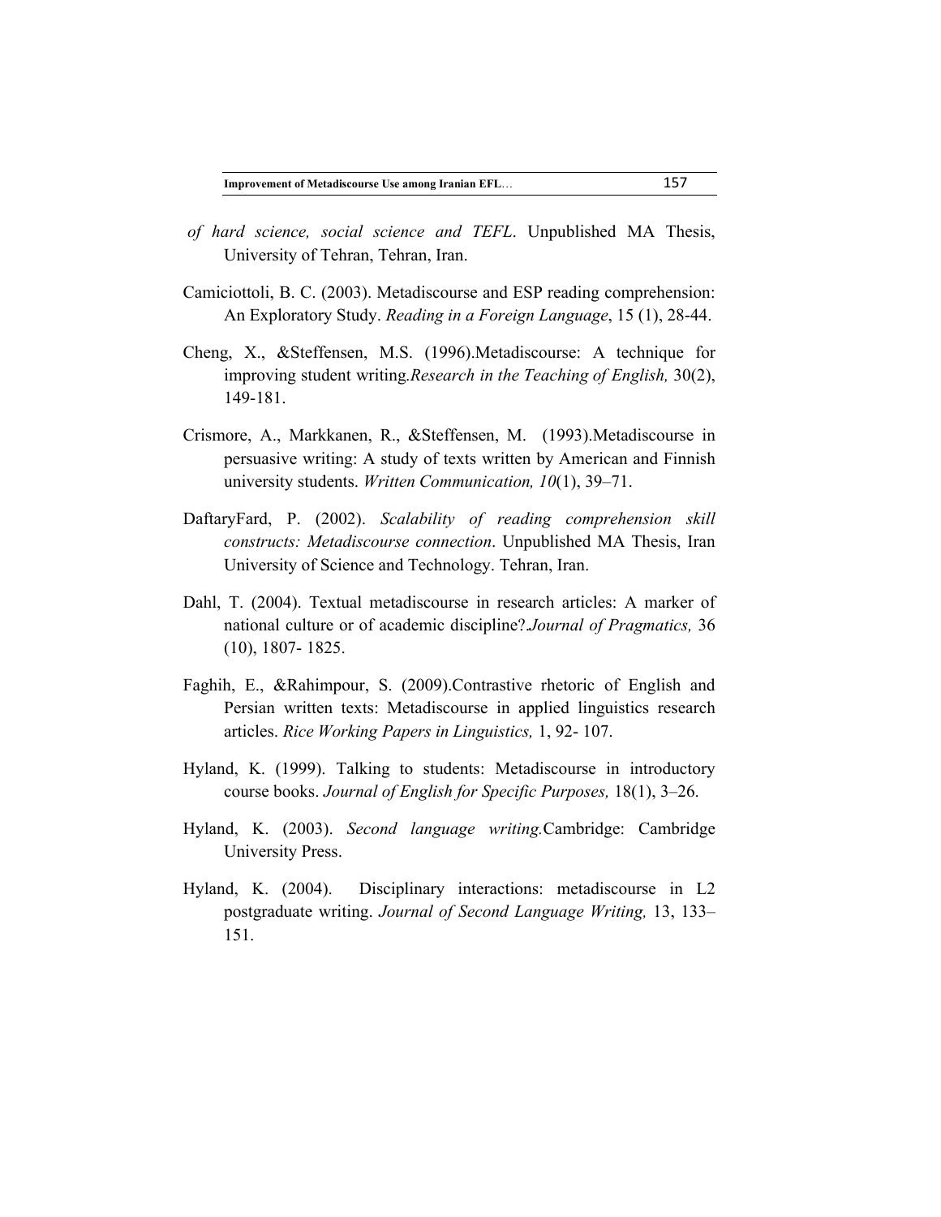*of hard science, social science and TEFL*. Unpublished MA Thesis, University of Tehran, Tehran, Iran.

Camiciottoli, B. C. (2003). Metadiscourse and ESP reading comprehension: An Exploratory Study. *Reading in a Foreign Language*, 15 (1), 28-44.

Cheng, X., &Steffensen, M.S. (1996).Metadiscourse: A technique for improving student writing.*Research in the Teaching of English,* 30(2), 149-181.

Crismore, A., Markkanen, R., &Steffensen, M. (1993).Metadiscourse in persuasive writing: A study of texts written by American and Finnish university students. *Written Communication, 10*(1), 39–71.

DaftaryFard, P. (2002). *Scalability of reading comprehension skill constructs: Metadiscourse connection*. Unpublished MA Thesis, Iran University of Science and Technology. Tehran, Iran.

Dahl, T. (2004). Textual metadiscourse in research articles: A marker of national culture or of academic discipline?.*Journal of Pragmatics,* 36 (10), 1807- 1825.

Faghih, E., &Rahimpour, S. (2009).Contrastive rhetoric of English and Persian written texts: Metadiscourse in applied linguistics research articles. *Rice Working Papers in Linguistics,* 1, 92- 107.

Hyland, K. (1999). Talking to students: Metadiscourse in introductory course books. *Journal of English for Specific Purposes,* 18(1), 3–26.

Hyland, K. (2003). *Second language writing.*Cambridge: Cambridge University Press.

Hyland, K. (2004). Disciplinary interactions: metadiscourse in L2 postgraduate writing. *Journal of Second Language Writing,* 13, 133–151.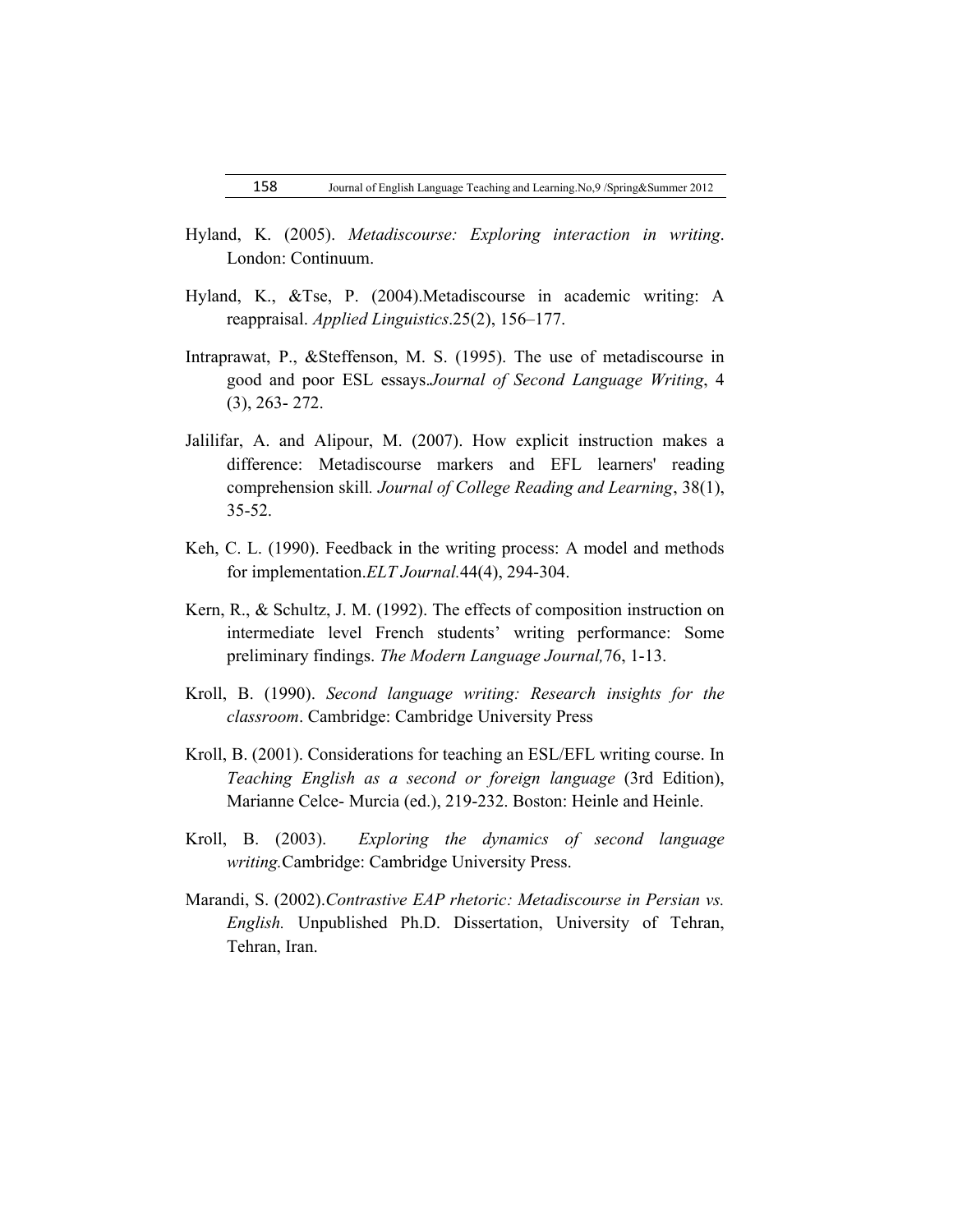Hyland, K. (2005). *Metadiscourse: Exploring interaction in writing*. London: Continuum.

Hyland, K., &Tse, P. (2004).Metadiscourse in academic writing: A reappraisal. *Applied Linguistics*.25(2), 156–177.

Intraprawat, P., &Steffenson, M. S. (1995). The use of metadiscourse in good and poor ESL essays.*Journal of Second Language Writing*, 4 (3), 263- 272.

Jalilifar, A. and Alipour, M. (2007). How explicit instruction makes a difference: Metadiscourse markers and EFL learners' reading comprehension skill. *Journal of College Reading and Learning*, 38(1), 35-52.

Keh, C. L. (1990). Feedback in the writing process: A model and methods for implementation.*ELT Journal.*44(4), 294-304.

Kern, R., & Schultz, J. M. (1992). The effects of composition instruction on intermediate level French students' writing performance: Some preliminary findings. *The Modern Language Journal,*76, 1-13.

Kroll, B. (1990). *Second language writing: Research insights for the classroom*. Cambridge: Cambridge University Press

Kroll, B. (2001). Considerations for teaching an ESL/EFL writing course. In *Teaching English as a second or foreign language* (3rd Edition), Marianne Celce- Murcia (ed.), 219-232. Boston: Heinle and Heinle.

Kroll, B. (2003). *Exploring the dynamics of second language writing.*Cambridge: Cambridge University Press.

Marandi, S. (2002).*Contrastive EAP rhetoric: Metadiscourse in Persian vs. English.* Unpublished Ph.D. Dissertation, University of Tehran, Tehran, Iran.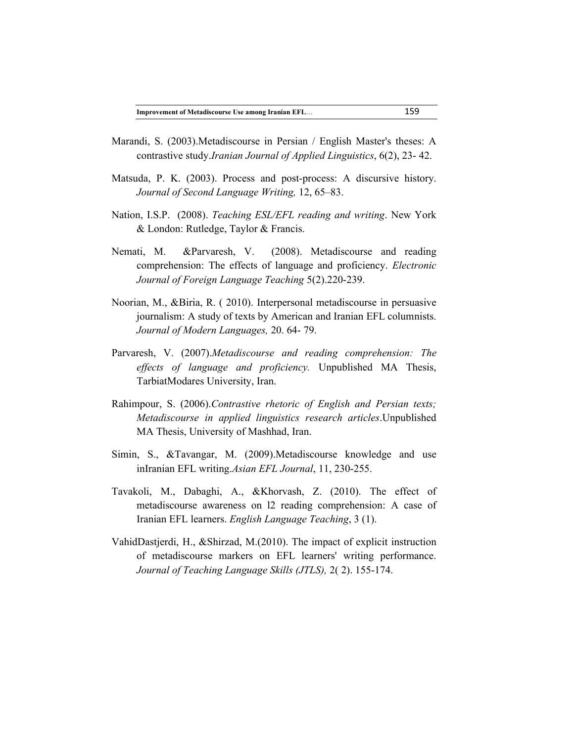Marandi, S. (2003).Metadiscourse in Persian / English Master's theses: A contrastive study.*Iranian Journal of Applied Linguistics*, 6(2), 23- 42.

Matsuda, P. K. (2003). Process and post-process: A discursive history. *Journal of Second Language Writing,* 12, 65–83.

Nation, I.S.P. (2008). *Teaching ESL/EFL reading and writing*. New York & London: Rutledge, Taylor & Francis.

Nemati, M. &Parvaresh, V. (2008). Metadiscourse and reading comprehension: The effects of language and proficiency. *Electronic Journal of Foreign Language Teaching* 5(2).220-239.

Noorian, M., &Biria, R. ( 2010). Interpersonal metadiscourse in persuasive journalism: A study of texts by American and Iranian EFL columnists. *Journal of Modern Languages,* 20. 64- 79.

Parvaresh, V. (2007).*Metadiscourse and reading comprehension: The effects of language and proficiency.* Unpublished MA Thesis, TarbiatModares University, Iran.

Rahimpour, S. (2006).*Contrastive rhetoric of English and Persian texts; Metadiscourse in applied linguistics research articles*.Unpublished MA Thesis, University of Mashhad, Iran.

Simin, S., &Tavangar, M. (2009).Metadiscourse knowledge and use inIranian EFL writing.*Asian EFL Journal*, 11, 230-255.

Tavakoli, M., Dabaghi, A., &Khorvash, Z. (2010). The effect of metadiscourse awareness on l2 reading comprehension: A case of Iranian EFL learners. *English Language Teaching*, 3 (1).

VahidDastjerdi, H., &Shirzad, M.(2010). The impact of explicit instruction of metadiscourse markers on EFL learners' writing performance. *Journal of Teaching Language Skills (JTLS),* 2( 2). 155-174.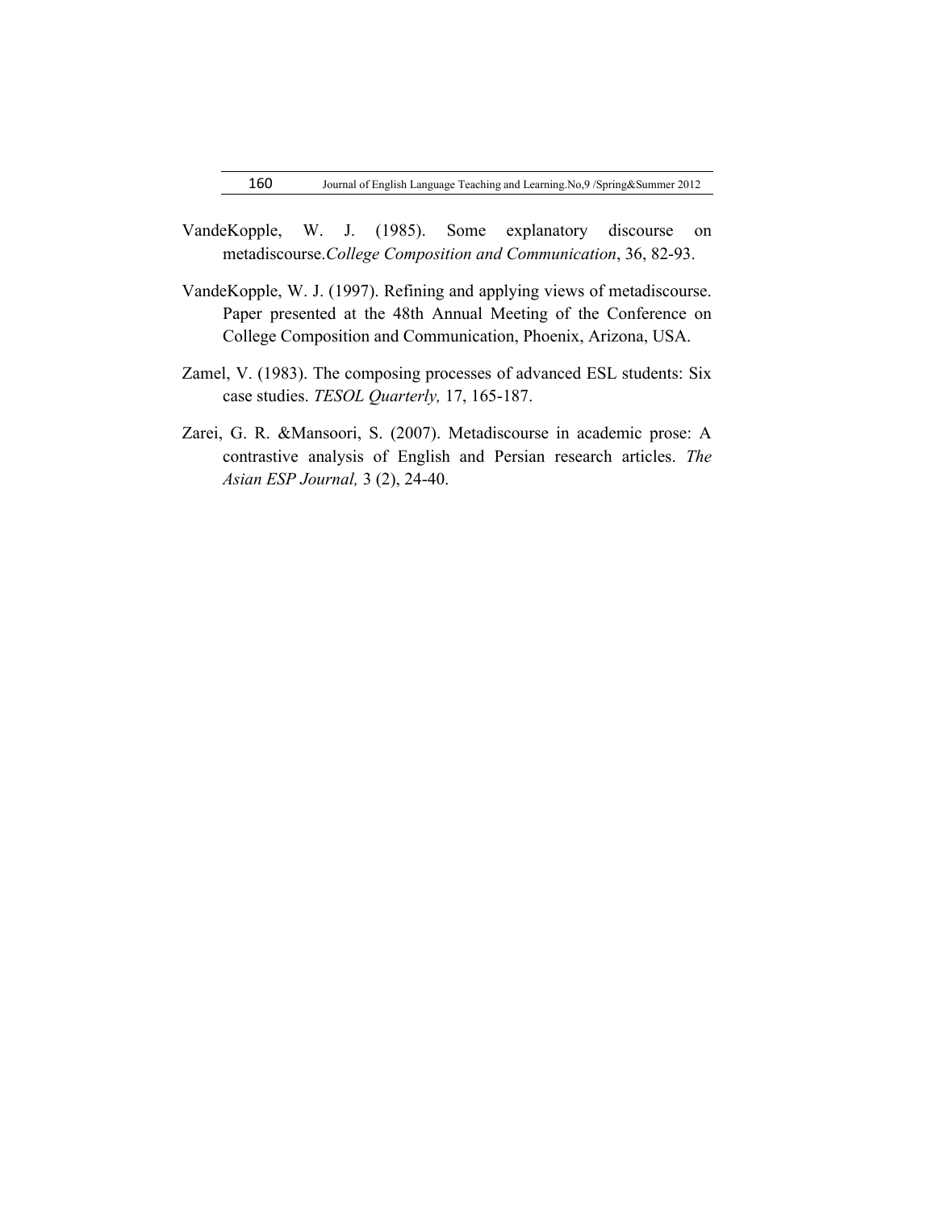VandeKopple, W. J. (1985). Some explanatory discourse on metadiscourse.*College Composition and Communication*, 36, 82-93.

VandeKopple, W. J. (1997). Refining and applying views of metadiscourse. Paper presented at the 48th Annual Meeting of the Conference on College Composition and Communication, Phoenix, Arizona, USA.

Zamel, V. (1983). The composing processes of advanced ESL students: Six case studies. *TESOL Quarterly,* 17, 165-187.

Zarei, G. R. &Mansoori, S. (2007). Metadiscourse in academic prose: A contrastive analysis of English and Persian research articles. *The Asian ESP Journal,* 3 (2), 24-40.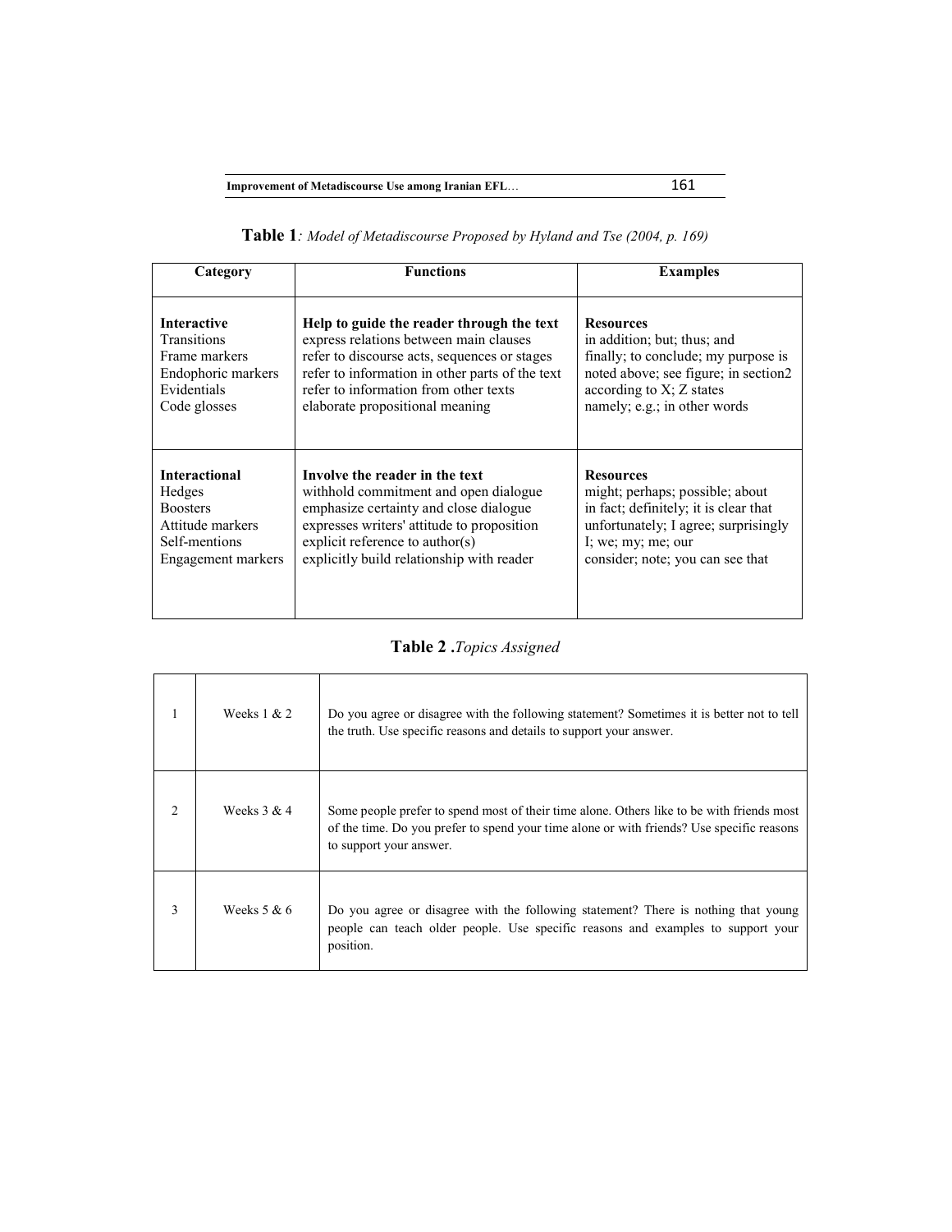**Table 1***: Model of Metadiscourse Proposed by Hyland and Tse (2004, p. 169)*

| Category | Functions | Examples |
|---|---|---|
| **Interactive** | **Help to guide the reader through the text** | **Resources** |
| Transitions | express relations between main clauses | in addition; but; thus; and |
| Frame markers | refer to discourse acts, sequences or stages | finally; to conclude; my purpose is |
| Endophoric markers | refer to information in other parts of the text | noted above; see figure; in section2 |
| Evidentials | refer to information from other texts | according to X; Z states |
| Code glosses | elaborate propositional meaning | namely; e.g.; in other words |
| **Interactional** | **Involve the reader in the text** | **Resources** |
| Hedges | withhold commitment and open dialogue | might; perhaps; possible; about |
| Boosters | emphasize certainty and close dialogue | in fact; definitely; it is clear that |
| Attitude markers | expresses writers' attitude to proposition | unfortunately; I agree; surprisingly |
| Self-mentions | explicit reference to author(s) | I; we; my; me; our |
| Engagement markers | explicitly build relationship with reader | consider; note; you can see that |

**Table 2 .***Topics Assigned*

| | | |
|---|---|---|
| 1 | Weeks 1 & 2 | Do you agree or disagree with the following statement? Sometimes it is better not to tell the truth. Use specific reasons and details to support your answer. |
| 2 | Weeks 3 & 4 | Some people prefer to spend most of their time alone. Others like to be with friends most of the time. Do you prefer to spend your time alone or with friends? Use specific reasons to support your answer. |
| 3 | Weeks 5 & 6 | Do you agree or disagree with the following statement? There is nothing that young people can teach older people. Use specific reasons and examples to support your position. |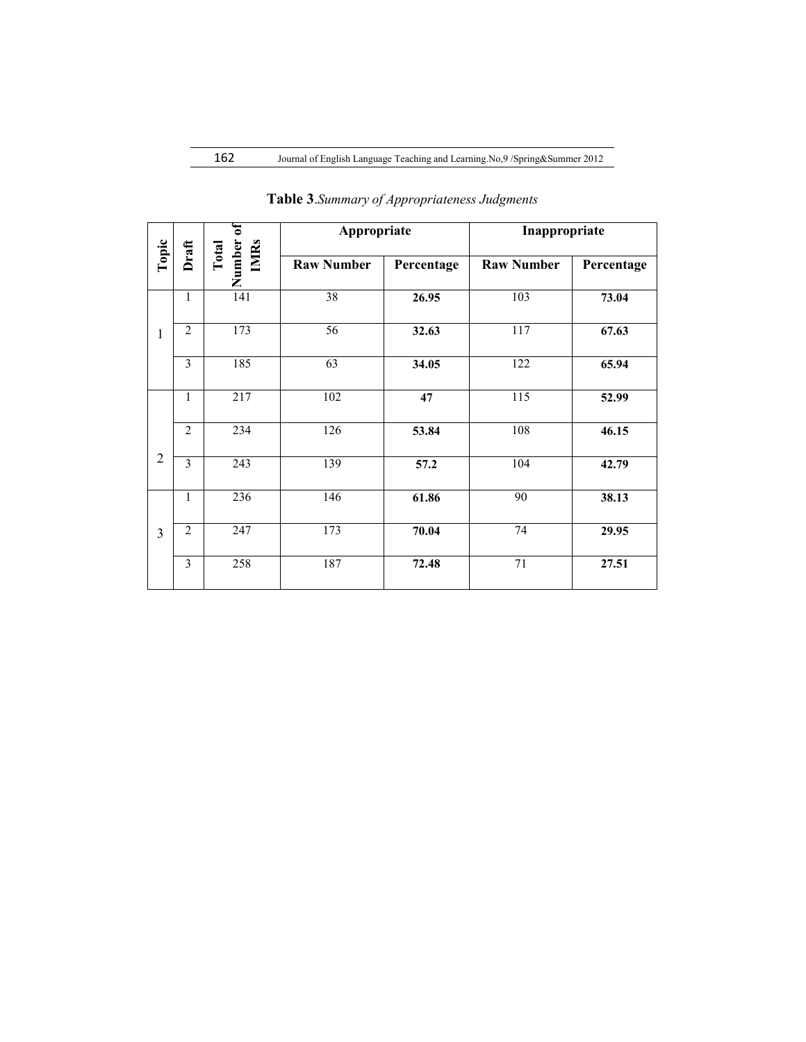**Table 3**.*Summary of Appropriateness Judgments*

| Topic | Draft | Total Number of IMRs | Appropriate | | Inappropriate | |
|---|---|---|---|---|---|---|
| | | | Raw Number | Percentage | Raw Number | Percentage |
| 1 | 1 | 141 | 38 | **26.95** | 103 | **73.04** |
| | 2 | 173 | 56 | **32.63** | 117 | **67.63** |
| | 3 | 185 | 63 | **34.05** | 122 | **65.94** |
| 2 | 1 | 217 | 102 | **47** | 115 | **52.99** |
| | 2 | 234 | 126 | **53.84** | 108 | **46.15** |
| | 3 | 243 | 139 | **57.2** | 104 | **42.79** |
| 3 | 1 | 236 | 146 | **61.86** | 90 | **38.13** |
| | 2 | 247 | 173 | **70.04** | 74 | **29.95** |
| | 3 | 258 | 187 | **72.48** | 71 | **27.51** |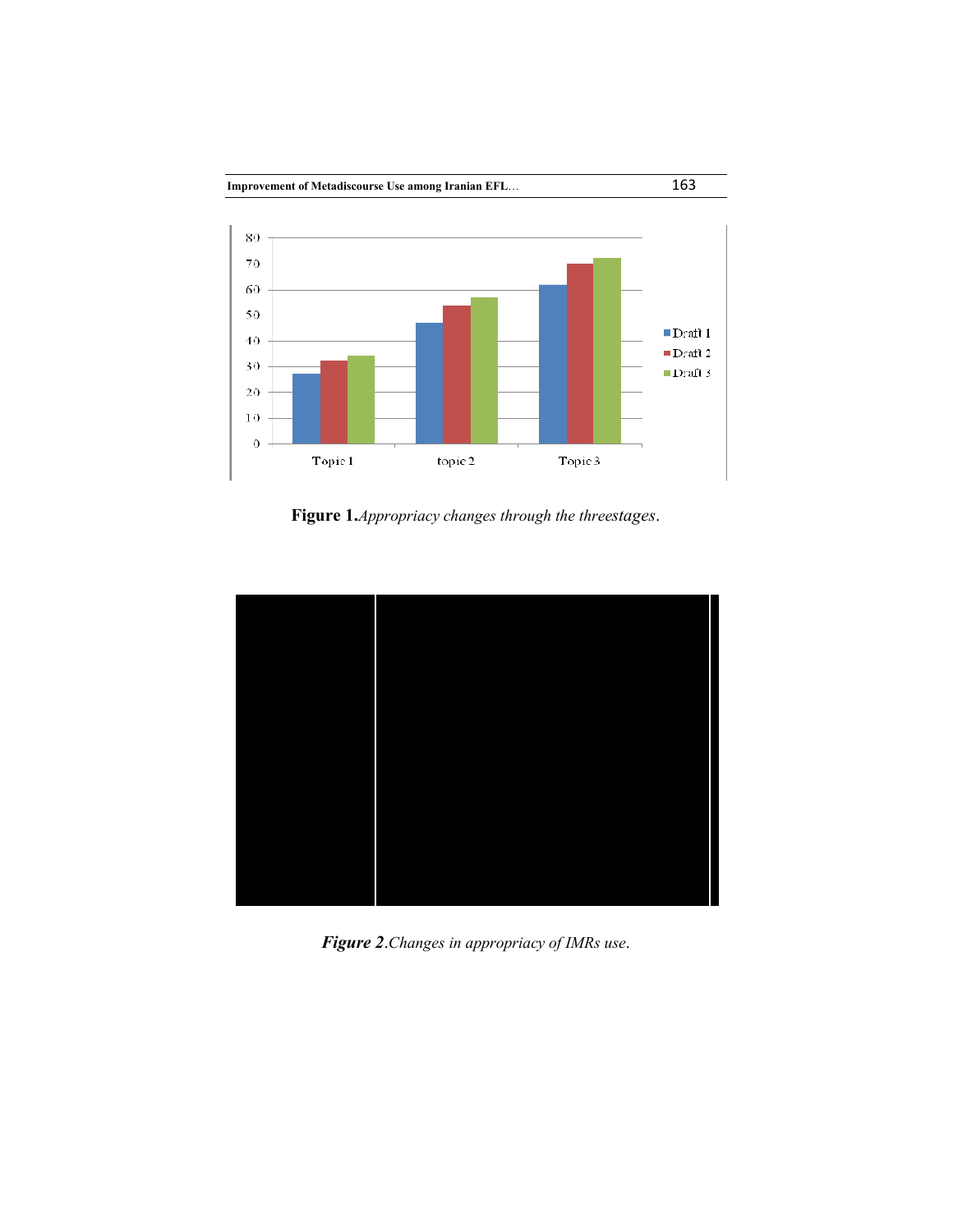80
70
60
50
40
30
20
10
0

Topic 1
topic 2
Topic 3

Draft 1
Draft 2
Draft 3

**Figure 1.***Appropriacy changes through the threestages*.

***Figure 2****.Changes in appropriacy of IMRs use*.